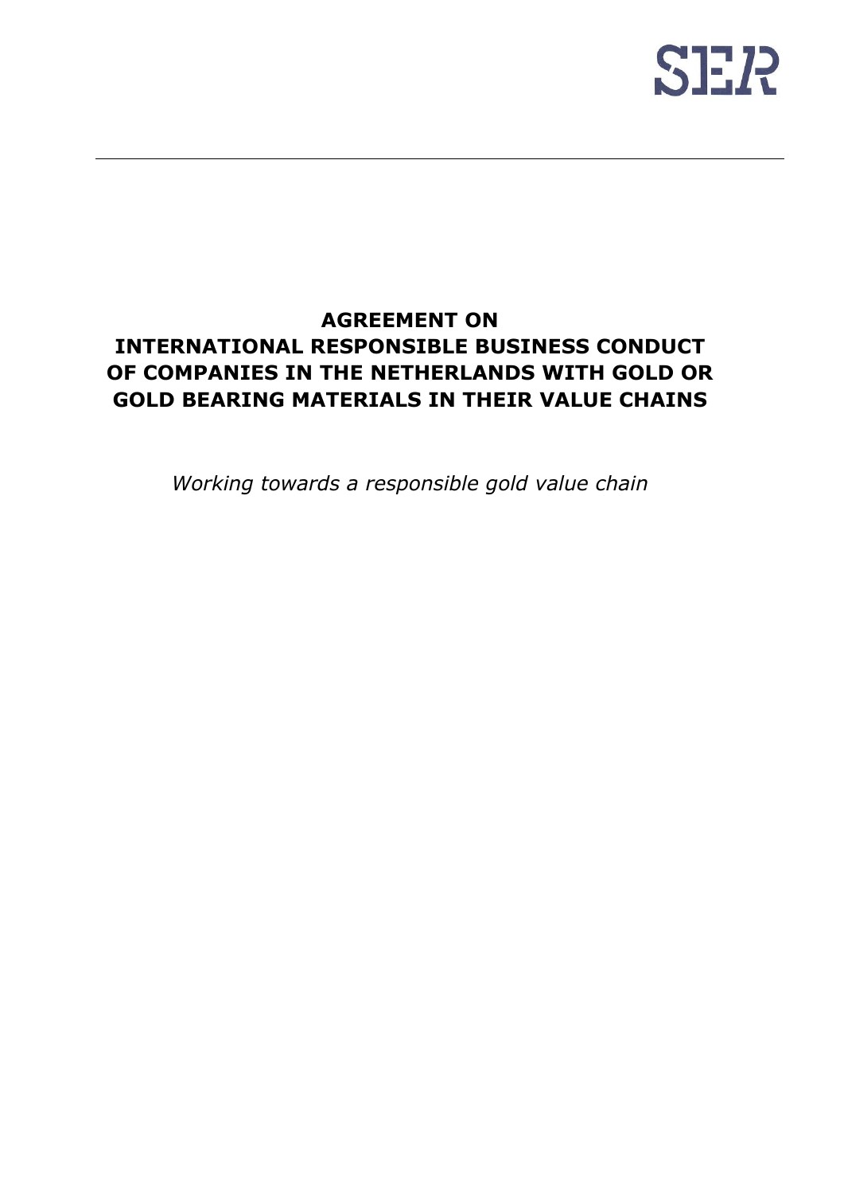SER

# AGREEMENT ON INTERNATIONAL RESPONSIBLE BUSINESS CONDUCT OF COMPANIES IN THE NETHERLANDS WITH GOLD OR GOLD BEARING MATERIALS IN THEIR VALUE CHAINS

*Working towards a responsible gold value chain*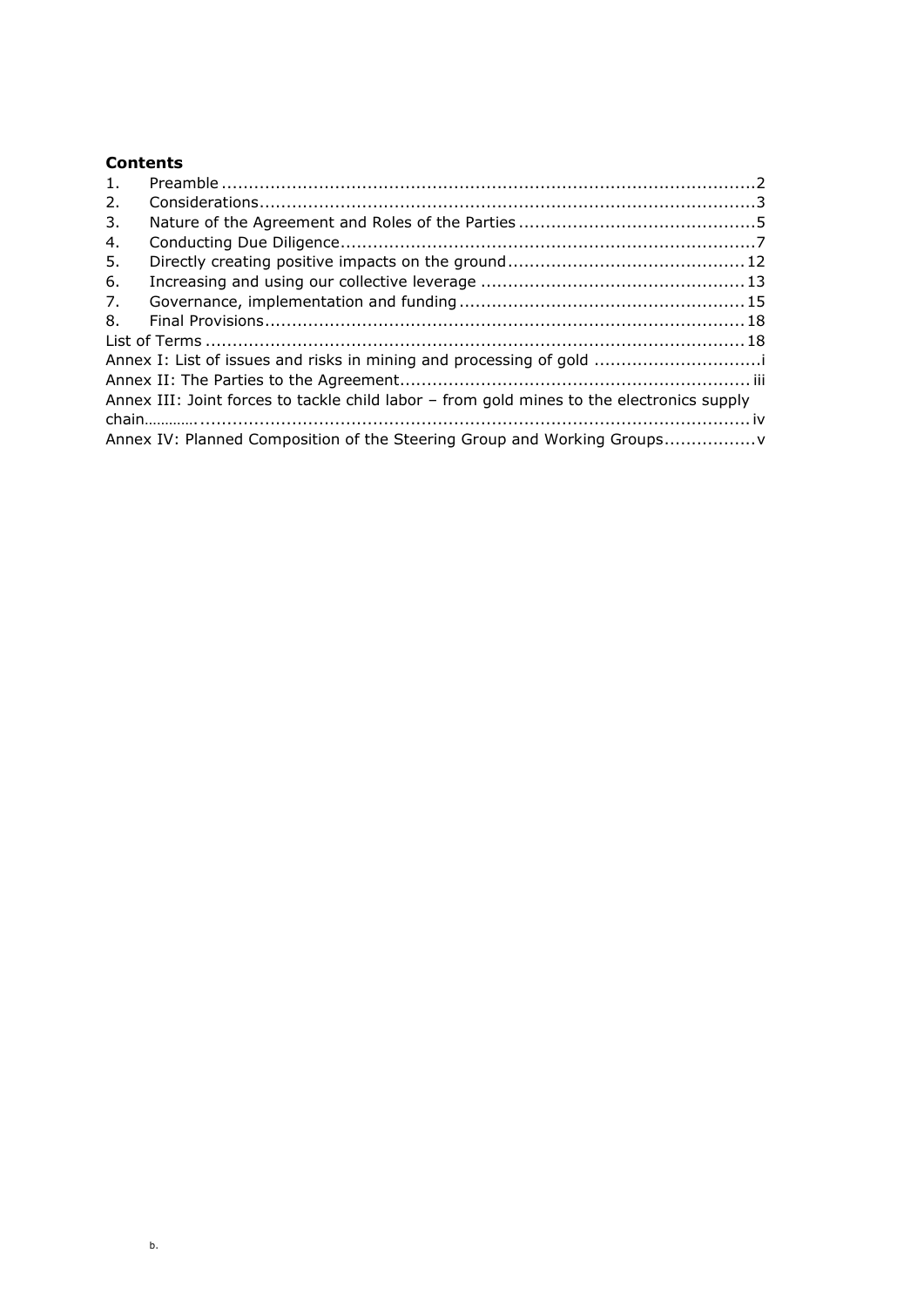**Contents**

1. Preamble ........................................................................................................2
2. Considerations..................................................................................................3
3. Nature of the Agreement and Roles of the Parties ...........................................5
4. Conducting Due Diligence..................................................................................7
5. Directly creating positive impacts on the ground ............................................12
6. Increasing and using our collective leverage ..................................................13
7. Governance, implementation and funding .......................................................15
8. Final Provisions................................................................................................18

List of Terms ........................................................................................................18

Annex I: List of issues and risks in mining and processing of gold .......................i

Annex II: The Parties to the Agreement................................................................iii

Annex III: Joint forces to tackle child labor – from gold mines to the electronics supply chain.....................................................................................................................iv

Annex IV: Planned Composition of the Steering Group and Working Groups..........v

b.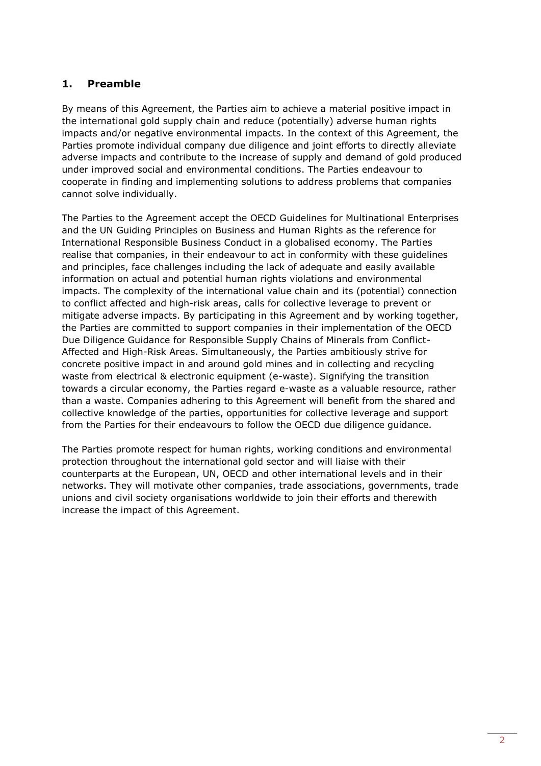## 1. Preamble

By means of this Agreement, the Parties aim to achieve a material positive impact in the international gold supply chain and reduce (potentially) adverse human rights impacts and/or negative environmental impacts. In the context of this Agreement, the Parties promote individual company due diligence and joint efforts to directly alleviate adverse impacts and contribute to the increase of supply and demand of gold produced under improved social and environmental conditions. The Parties endeavour to cooperate in finding and implementing solutions to address problems that companies cannot solve individually.

The Parties to the Agreement accept the OECD Guidelines for Multinational Enterprises and the UN Guiding Principles on Business and Human Rights as the reference for International Responsible Business Conduct in a globalised economy. The Parties realise that companies, in their endeavour to act in conformity with these guidelines and principles, face challenges including the lack of adequate and easily available information on actual and potential human rights violations and environmental impacts. The complexity of the international value chain and its (potential) connection to conflict affected and high-risk areas, calls for collective leverage to prevent or mitigate adverse impacts. By participating in this Agreement and by working together, the Parties are committed to support companies in their implementation of the OECD Due Diligence Guidance for Responsible Supply Chains of Minerals from Conflict-Affected and High-Risk Areas. Simultaneously, the Parties ambitiously strive for concrete positive impact in and around gold mines and in collecting and recycling waste from electrical & electronic equipment (e-waste). Signifying the transition towards a circular economy, the Parties regard e-waste as a valuable resource, rather than a waste. Companies adhering to this Agreement will benefit from the shared and collective knowledge of the parties, opportunities for collective leverage and support from the Parties for their endeavours to follow the OECD due diligence guidance.

The Parties promote respect for human rights, working conditions and environmental protection throughout the international gold sector and will liaise with their counterparts at the European, UN, OECD and other international levels and in their networks. They will motivate other companies, trade associations, governments, trade unions and civil society organisations worldwide to join their efforts and therewith increase the impact of this Agreement.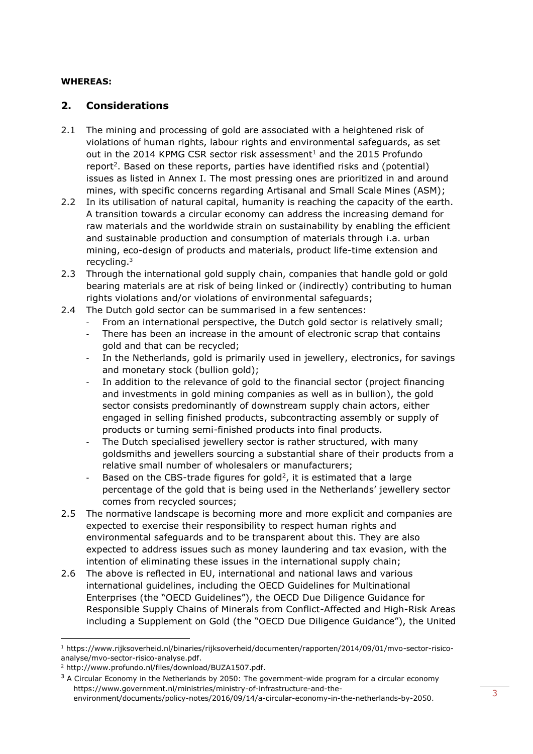**WHEREAS:**

## 2. Considerations

2.1 The mining and processing of gold are associated with a heightened risk of violations of human rights, labour rights and environmental safeguards, as set out in the 2014 KPMG CSR sector risk assessment[1] and the 2015 Profundo report[2]. Based on these reports, parties have identified risks and (potential) issues as listed in Annex I. The most pressing ones are prioritized in and around mines, with specific concerns regarding Artisanal and Small Scale Mines (ASM);

2.2 In its utilisation of natural capital, humanity is reaching the capacity of the earth. A transition towards a circular economy can address the increasing demand for raw materials and the worldwide strain on sustainability by enabling the efficient and sustainable production and consumption of materials through i.a. urban mining, eco-design of products and materials, product life-time extension and recycling.[3]

2.3 Through the international gold supply chain, companies that handle gold or gold bearing materials are at risk of being linked or (indirectly) contributing to human rights violations and/or violations of environmental safeguards;

2.4 The Dutch gold sector can be summarised in a few sentences:
- From an international perspective, the Dutch gold sector is relatively small;
- There has been an increase in the amount of electronic scrap that contains gold and that can be recycled;
- In the Netherlands, gold is primarily used in jewellery, electronics, for savings and monetary stock (bullion gold);
- In addition to the relevance of gold to the financial sector (project financing and investments in gold mining companies as well as in bullion), the gold sector consists predominantly of downstream supply chain actors, either engaged in selling finished products, subcontracting assembly or supply of products or turning semi-finished products into final products.
- The Dutch specialised jewellery sector is rather structured, with many goldsmiths and jewellers sourcing a substantial share of their products from a relative small number of wholesalers or manufacturers;
- Based on the CBS-trade figures for gold[2], it is estimated that a large percentage of the gold that is being used in the Netherlands' jewellery sector comes from recycled sources;

2.5 The normative landscape is becoming more and more explicit and companies are expected to exercise their responsibility to respect human rights and environmental safeguards and to be transparent about this. They are also expected to address issues such as money laundering and tax evasion, with the intention of eliminating these issues in the international supply chain;

2.6 The above is reflected in EU, international and national laws and various international guidelines, including the OECD Guidelines for Multinational Enterprises (the "OECD Guidelines"), the OECD Due Diligence Guidance for Responsible Supply Chains of Minerals from Conflict-Affected and High-Risk Areas including a Supplement on Gold (the "OECD Due Diligence Guidance"), the United

---

[1] https://www.rijksoverheid.nl/binaries/rijksoverheid/documenten/rapporten/2014/09/01/mvo-sector-risico-analyse/mvo-sector-risico-analyse.pdf.

[2] http://www.profundo.nl/files/download/BUZA1507.pdf.

[3] A Circular Economy in the Netherlands by 2050: The government-wide program for a circular economy https://www.government.nl/ministries/ministry-of-infrastructure-and-the-environment/documents/policy-notes/2016/09/14/a-circular-economy-in-the-netherlands-by-2050.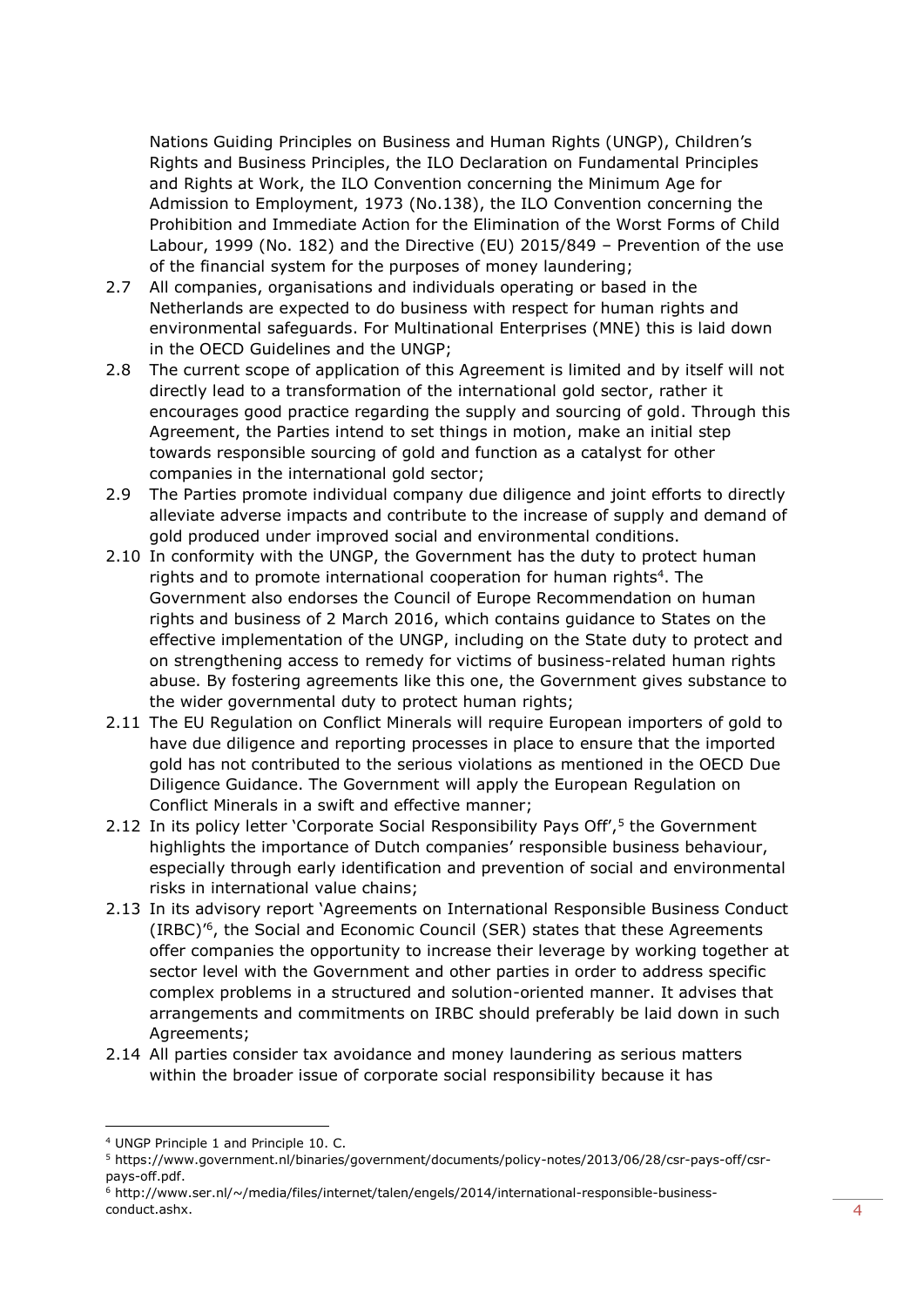Nations Guiding Principles on Business and Human Rights (UNGP), Children's Rights and Business Principles, the ILO Declaration on Fundamental Principles and Rights at Work, the ILO Convention concerning the Minimum Age for Admission to Employment, 1973 (No.138), the ILO Convention concerning the Prohibition and Immediate Action for the Elimination of the Worst Forms of Child Labour, 1999 (No. 182) and the Directive (EU) 2015/849 – Prevention of the use of the financial system for the purposes of money laundering;

2.7 All companies, organisations and individuals operating or based in the Netherlands are expected to do business with respect for human rights and environmental safeguards. For Multinational Enterprises (MNE) this is laid down in the OECD Guidelines and the UNGP;

2.8 The current scope of application of this Agreement is limited and by itself will not directly lead to a transformation of the international gold sector, rather it encourages good practice regarding the supply and sourcing of gold. Through this Agreement, the Parties intend to set things in motion, make an initial step towards responsible sourcing of gold and function as a catalyst for other companies in the international gold sector;

2.9 The Parties promote individual company due diligence and joint efforts to directly alleviate adverse impacts and contribute to the increase of supply and demand of gold produced under improved social and environmental conditions.

2.10 In conformity with the UNGP, the Government has the duty to protect human rights and to promote international cooperation for human rights[4]. The Government also endorses the Council of Europe Recommendation on human rights and business of 2 March 2016, which contains guidance to States on the effective implementation of the UNGP, including on the State duty to protect and on strengthening access to remedy for victims of business-related human rights abuse. By fostering agreements like this one, the Government gives substance to the wider governmental duty to protect human rights;

2.11 The EU Regulation on Conflict Minerals will require European importers of gold to have due diligence and reporting processes in place to ensure that the imported gold has not contributed to the serious violations as mentioned in the OECD Due Diligence Guidance. The Government will apply the European Regulation on Conflict Minerals in a swift and effective manner;

2.12 In its policy letter 'Corporate Social Responsibility Pays Off',[5] the Government highlights the importance of Dutch companies' responsible business behaviour, especially through early identification and prevention of social and environmental risks in international value chains;

2.13 In its advisory report 'Agreements on International Responsible Business Conduct (IRBC)'[6], the Social and Economic Council (SER) states that these Agreements offer companies the opportunity to increase their leverage by working together at sector level with the Government and other parties in order to address specific complex problems in a structured and solution-oriented manner. It advises that arrangements and commitments on IRBC should preferably be laid down in such Agreements;

2.14 All parties consider tax avoidance and money laundering as serious matters within the broader issue of corporate social responsibility because it has

---

[4] UNGP Principle 1 and Principle 10. C.

[5] https://www.government.nl/binaries/government/documents/policy-notes/2013/06/28/csr-pays-off/csr-pays-off.pdf.

[6] http://www.ser.nl/~/media/files/internet/talen/engels/2014/international-responsible-business-conduct.ashx.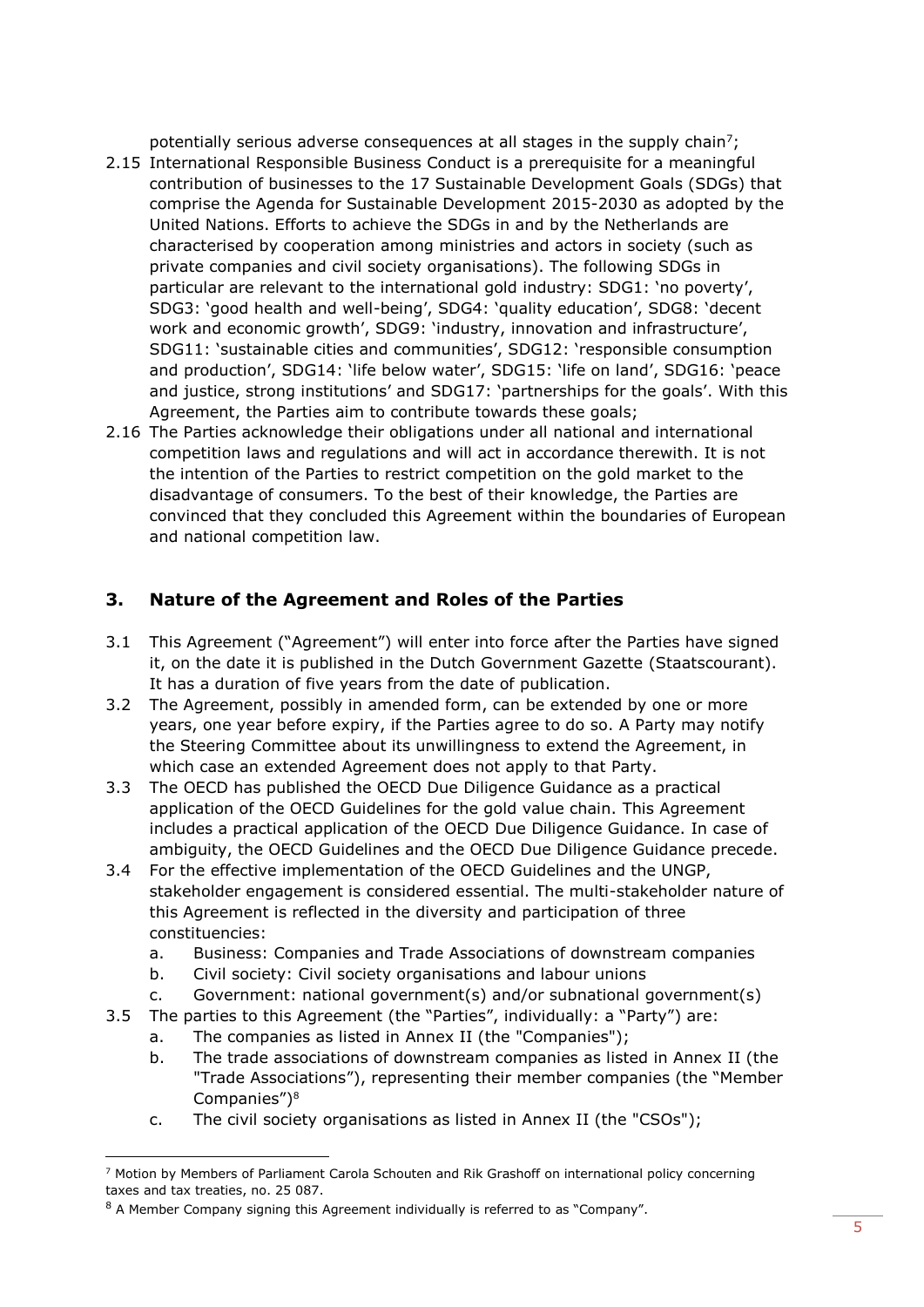potentially serious adverse consequences at all stages in the supply chain[7];

2.15 International Responsible Business Conduct is a prerequisite for a meaningful contribution of businesses to the 17 Sustainable Development Goals (SDGs) that comprise the Agenda for Sustainable Development 2015-2030 as adopted by the United Nations. Efforts to achieve the SDGs in and by the Netherlands are characterised by cooperation among ministries and actors in society (such as private companies and civil society organisations). The following SDGs in particular are relevant to the international gold industry: SDG1: 'no poverty', SDG3: 'good health and well-being', SDG4: 'quality education', SDG8: 'decent work and economic growth', SDG9: 'industry, innovation and infrastructure', SDG11: 'sustainable cities and communities', SDG12: 'responsible consumption and production', SDG14: 'life below water', SDG15: 'life on land', SDG16: 'peace and justice, strong institutions' and SDG17: 'partnerships for the goals'. With this Agreement, the Parties aim to contribute towards these goals;

2.16 The Parties acknowledge their obligations under all national and international competition laws and regulations and will act in accordance therewith. It is not the intention of the Parties to restrict competition on the gold market to the disadvantage of consumers. To the best of their knowledge, the Parties are convinced that they concluded this Agreement within the boundaries of European and national competition law.

## 3. Nature of the Agreement and Roles of the Parties

3.1 This Agreement ("Agreement") will enter into force after the Parties have signed it, on the date it is published in the Dutch Government Gazette (Staatscourant). It has a duration of five years from the date of publication.

3.2 The Agreement, possibly in amended form, can be extended by one or more years, one year before expiry, if the Parties agree to do so. A Party may notify the Steering Committee about its unwillingness to extend the Agreement, in which case an extended Agreement does not apply to that Party.

3.3 The OECD has published the OECD Due Diligence Guidance as a practical application of the OECD Guidelines for the gold value chain. This Agreement includes a practical application of the OECD Due Diligence Guidance. In case of ambiguity, the OECD Guidelines and the OECD Due Diligence Guidance precede.

3.4 For the effective implementation of the OECD Guidelines and the UNGP, stakeholder engagement is considered essential. The multi-stakeholder nature of this Agreement is reflected in the diversity and participation of three constituencies:

   a. Business: Companies and Trade Associations of downstream companies
   b. Civil society: Civil society organisations and labour unions
   c. Government: national government(s) and/or subnational government(s)

3.5 The parties to this Agreement (the "Parties", individually: a "Party") are:

   a. The companies as listed in Annex II (the "Companies");
   b. The trade associations of downstream companies as listed in Annex II (the "Trade Associations"), representing their member companies (the "Member Companies")[8]
   c. The civil society organisations as listed in Annex II (the "CSOs");

---

[7] Motion by Members of Parliament Carola Schouten and Rik Grashoff on international policy concerning taxes and tax treaties, no. 25 087.

[8] A Member Company signing this Agreement individually is referred to as "Company".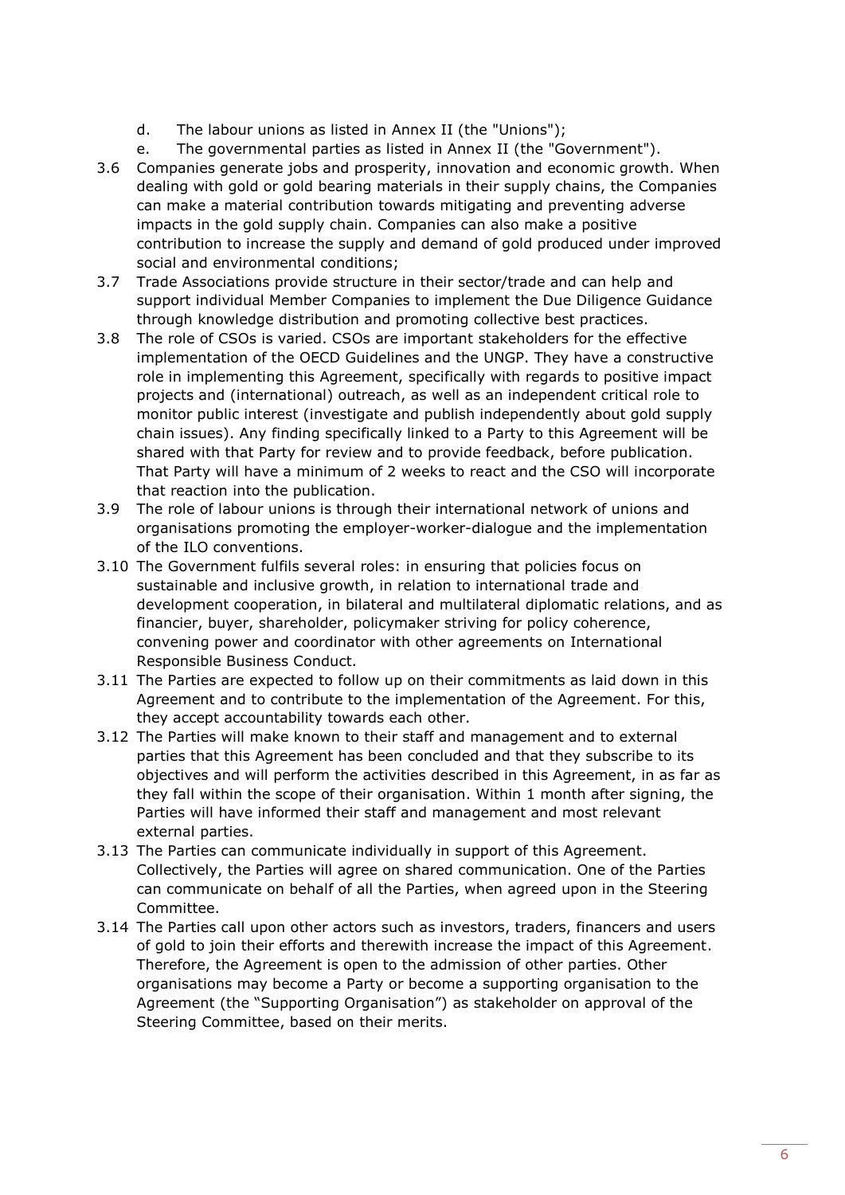d. The labour unions as listed in Annex II (the "Unions");

e. The governmental parties as listed in Annex II (the "Government").

3.6 Companies generate jobs and prosperity, innovation and economic growth. When dealing with gold or gold bearing materials in their supply chains, the Companies can make a material contribution towards mitigating and preventing adverse impacts in the gold supply chain. Companies can also make a positive contribution to increase the supply and demand of gold produced under improved social and environmental conditions;

3.7 Trade Associations provide structure in their sector/trade and can help and support individual Member Companies to implement the Due Diligence Guidance through knowledge distribution and promoting collective best practices.

3.8 The role of CSOs is varied. CSOs are important stakeholders for the effective implementation of the OECD Guidelines and the UNGP. They have a constructive role in implementing this Agreement, specifically with regards to positive impact projects and (international) outreach, as well as an independent critical role to monitor public interest (investigate and publish independently about gold supply chain issues). Any finding specifically linked to a Party to this Agreement will be shared with that Party for review and to provide feedback, before publication. That Party will have a minimum of 2 weeks to react and the CSO will incorporate that reaction into the publication.

3.9 The role of labour unions is through their international network of unions and organisations promoting the employer-worker-dialogue and the implementation of the ILO conventions.

3.10 The Government fulfils several roles: in ensuring that policies focus on sustainable and inclusive growth, in relation to international trade and development cooperation, in bilateral and multilateral diplomatic relations, and as financier, buyer, shareholder, policymaker striving for policy coherence, convening power and coordinator with other agreements on International Responsible Business Conduct.

3.11 The Parties are expected to follow up on their commitments as laid down in this Agreement and to contribute to the implementation of the Agreement. For this, they accept accountability towards each other.

3.12 The Parties will make known to their staff and management and to external parties that this Agreement has been concluded and that they subscribe to its objectives and will perform the activities described in this Agreement, in as far as they fall within the scope of their organisation. Within 1 month after signing, the Parties will have informed their staff and management and most relevant external parties.

3.13 The Parties can communicate individually in support of this Agreement. Collectively, the Parties will agree on shared communication. One of the Parties can communicate on behalf of all the Parties, when agreed upon in the Steering Committee.

3.14 The Parties call upon other actors such as investors, traders, financers and users of gold to join their efforts and therewith increase the impact of this Agreement. Therefore, the Agreement is open to the admission of other parties. Other organisations may become a Party or become a supporting organisation to the Agreement (the "Supporting Organisation") as stakeholder on approval of the Steering Committee, based on their merits.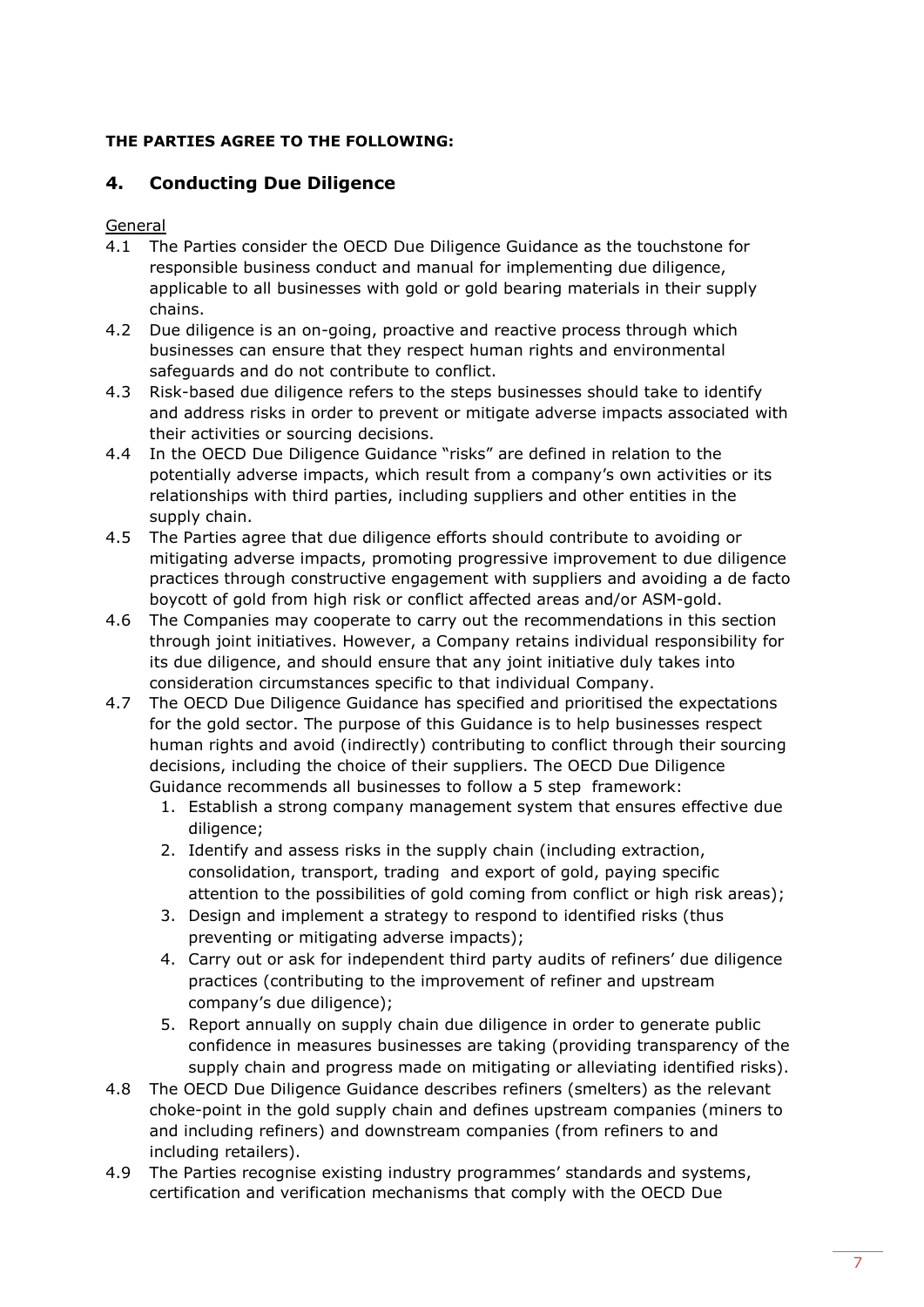**THE PARTIES AGREE TO THE FOLLOWING:**

## 4. Conducting Due Diligence

General

4.1 The Parties consider the OECD Due Diligence Guidance as the touchstone for responsible business conduct and manual for implementing due diligence, applicable to all businesses with gold or gold bearing materials in their supply chains.

4.2 Due diligence is an on-going, proactive and reactive process through which businesses can ensure that they respect human rights and environmental safeguards and do not contribute to conflict.

4.3 Risk-based due diligence refers to the steps businesses should take to identify and address risks in order to prevent or mitigate adverse impacts associated with their activities or sourcing decisions.

4.4 In the OECD Due Diligence Guidance "risks" are defined in relation to the potentially adverse impacts, which result from a company's own activities or its relationships with third parties, including suppliers and other entities in the supply chain.

4.5 The Parties agree that due diligence efforts should contribute to avoiding or mitigating adverse impacts, promoting progressive improvement to due diligence practices through constructive engagement with suppliers and avoiding a de facto boycott of gold from high risk or conflict affected areas and/or ASM-gold.

4.6 The Companies may cooperate to carry out the recommendations in this section through joint initiatives. However, a Company retains individual responsibility for its due diligence, and should ensure that any joint initiative duly takes into consideration circumstances specific to that individual Company.

4.7 The OECD Due Diligence Guidance has specified and prioritised the expectations for the gold sector. The purpose of this Guidance is to help businesses respect human rights and avoid (indirectly) contributing to conflict through their sourcing decisions, including the choice of their suppliers. The OECD Due Diligence Guidance recommends all businesses to follow a 5 step framework:

1. Establish a strong company management system that ensures effective due diligence;
2. Identify and assess risks in the supply chain (including extraction, consolidation, transport, trading and export of gold, paying specific attention to the possibilities of gold coming from conflict or high risk areas);
3. Design and implement a strategy to respond to identified risks (thus preventing or mitigating adverse impacts);
4. Carry out or ask for independent third party audits of refiners' due diligence practices (contributing to the improvement of refiner and upstream company's due diligence);
5. Report annually on supply chain due diligence in order to generate public confidence in measures businesses are taking (providing transparency of the supply chain and progress made on mitigating or alleviating identified risks).

4.8 The OECD Due Diligence Guidance describes refiners (smelters) as the relevant choke-point in the gold supply chain and defines upstream companies (miners to and including refiners) and downstream companies (from refiners to and including retailers).

4.9 The Parties recognise existing industry programmes' standards and systems, certification and verification mechanisms that comply with the OECD Due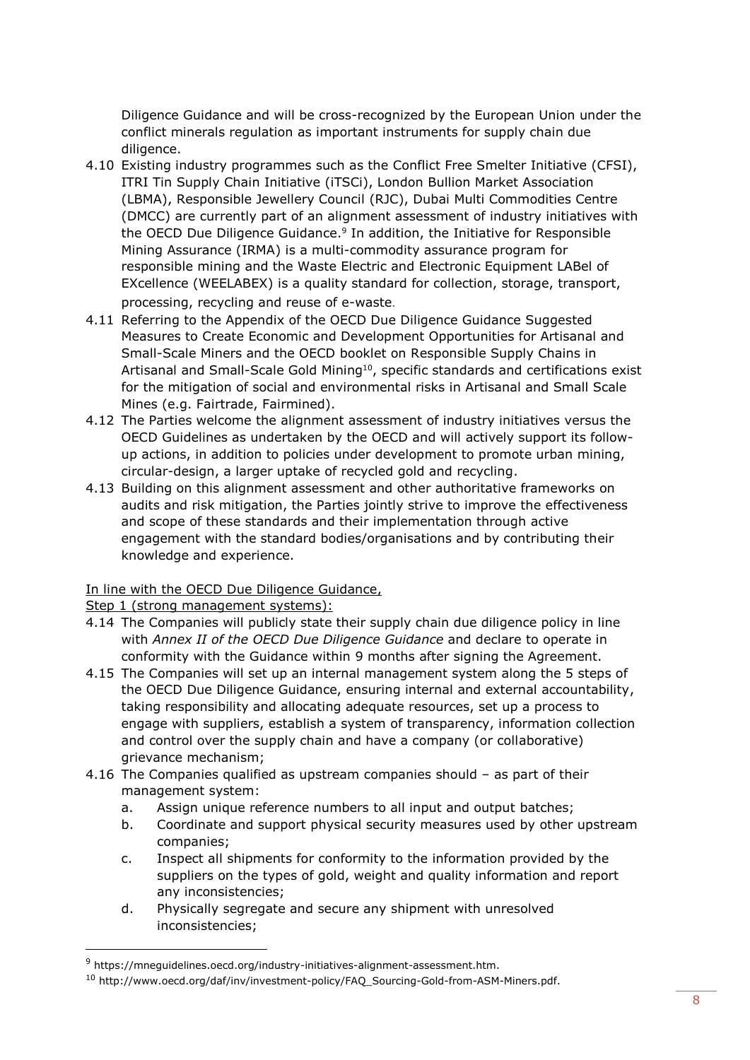Diligence Guidance and will be cross-recognized by the European Union under the conflict minerals regulation as important instruments for supply chain due diligence.

4.10 Existing industry programmes such as the Conflict Free Smelter Initiative (CFSI), ITRI Tin Supply Chain Initiative (iTSCi), London Bullion Market Association (LBMA), Responsible Jewellery Council (RJC), Dubai Multi Commodities Centre (DMCC) are currently part of an alignment assessment of industry initiatives with the OECD Due Diligence Guidance.[9] In addition, the Initiative for Responsible Mining Assurance (IRMA) is a multi-commodity assurance program for responsible mining and the Waste Electric and Electronic Equipment LABel of EXcellence (WEELABEX) is a quality standard for collection, storage, transport, processing, recycling and reuse of e-waste.

4.11 Referring to the Appendix of the OECD Due Diligence Guidance Suggested Measures to Create Economic and Development Opportunities for Artisanal and Small-Scale Miners and the OECD booklet on Responsible Supply Chains in Artisanal and Small-Scale Gold Mining[10], specific standards and certifications exist for the mitigation of social and environmental risks in Artisanal and Small Scale Mines (e.g. Fairtrade, Fairmined).

4.12 The Parties welcome the alignment assessment of industry initiatives versus the OECD Guidelines as undertaken by the OECD and will actively support its follow-up actions, in addition to policies under development to promote urban mining, circular-design, a larger uptake of recycled gold and recycling.

4.13 Building on this alignment assessment and other authoritative frameworks on audits and risk mitigation, the Parties jointly strive to improve the effectiveness and scope of these standards and their implementation through active engagement with the standard bodies/organisations and by contributing their knowledge and experience.

<u>In line with the OECD Due Diligence Guidance,</u>

<u>Step 1 (strong management systems):</u>

4.14 The Companies will publicly state their supply chain due diligence policy in line with *Annex II of the OECD Due Diligence Guidance* and declare to operate in conformity with the Guidance within 9 months after signing the Agreement.

4.15 The Companies will set up an internal management system along the 5 steps of the OECD Due Diligence Guidance, ensuring internal and external accountability, taking responsibility and allocating adequate resources, set up a process to engage with suppliers, establish a system of transparency, information collection and control over the supply chain and have a company (or collaborative) grievance mechanism;

4.16 The Companies qualified as upstream companies should – as part of their management system:

a. Assign unique reference numbers to all input and output batches;
b. Coordinate and support physical security measures used by other upstream companies;
c. Inspect all shipments for conformity to the information provided by the suppliers on the types of gold, weight and quality information and report any inconsistencies;
d. Physically segregate and secure any shipment with unresolved inconsistencies;

---

[9] https://mneguidelines.oecd.org/industry-initiatives-alignment-assessment.htm.

[10] http://www.oecd.org/daf/inv/investment-policy/FAQ_Sourcing-Gold-from-ASM-Miners.pdf.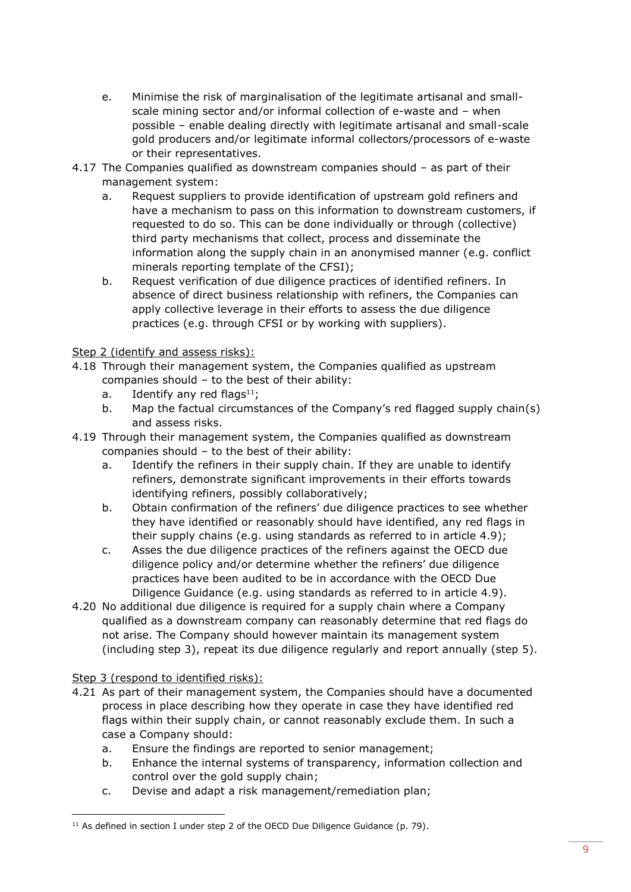e. Minimise the risk of marginalisation of the legitimate artisanal and small-scale mining sector and/or informal collection of e-waste and – when possible – enable dealing directly with legitimate artisanal and small-scale gold producers and/or legitimate informal collectors/processors of e-waste or their representatives.

4.17 The Companies qualified as downstream companies should – as part of their management system:

a. Request suppliers to provide identification of upstream gold refiners and have a mechanism to pass on this information to downstream customers, if requested to do so. This can be done individually or through (collective) third party mechanisms that collect, process and disseminate the information along the supply chain in an anonymised manner (e.g. conflict minerals reporting template of the CFSI);

b. Request verification of due diligence practices of identified refiners. In absence of direct business relationship with refiners, the Companies can apply collective leverage in their efforts to assess the due diligence practices (e.g. through CFSI or by working with suppliers).

Step 2 (identify and assess risks):

4.18 Through their management system, the Companies qualified as upstream companies should – to the best of their ability:

a. Identify any red flags[11];

b. Map the factual circumstances of the Company's red flagged supply chain(s) and assess risks.

4.19 Through their management system, the Companies qualified as downstream companies should – to the best of their ability:

a. Identify the refiners in their supply chain. If they are unable to identify refiners, demonstrate significant improvements in their efforts towards identifying refiners, possibly collaboratively;

b. Obtain confirmation of the refiners' due diligence practices to see whether they have identified or reasonably should have identified, any red flags in their supply chains (e.g. using standards as referred to in article 4.9);

c. Asses the due diligence practices of the refiners against the OECD due diligence policy and/or determine whether the refiners' due diligence practices have been audited to be in accordance with the OECD Due Diligence Guidance (e.g. using standards as referred to in article 4.9).

4.20 No additional due diligence is required for a supply chain where a Company qualified as a downstream company can reasonably determine that red flags do not arise. The Company should however maintain its management system (including step 3), repeat its due diligence regularly and report annually (step 5).

Step 3 (respond to identified risks):

4.21 As part of their management system, the Companies should have a documented process in place describing how they operate in case they have identified red flags within their supply chain, or cannot reasonably exclude them. In such a case a Company should:

a. Ensure the findings are reported to senior management;

b. Enhance the internal systems of transparency, information collection and control over the gold supply chain;

c. Devise and adapt a risk management/remediation plan;

[11] As defined in section I under step 2 of the OECD Due Diligence Guidance (p. 79).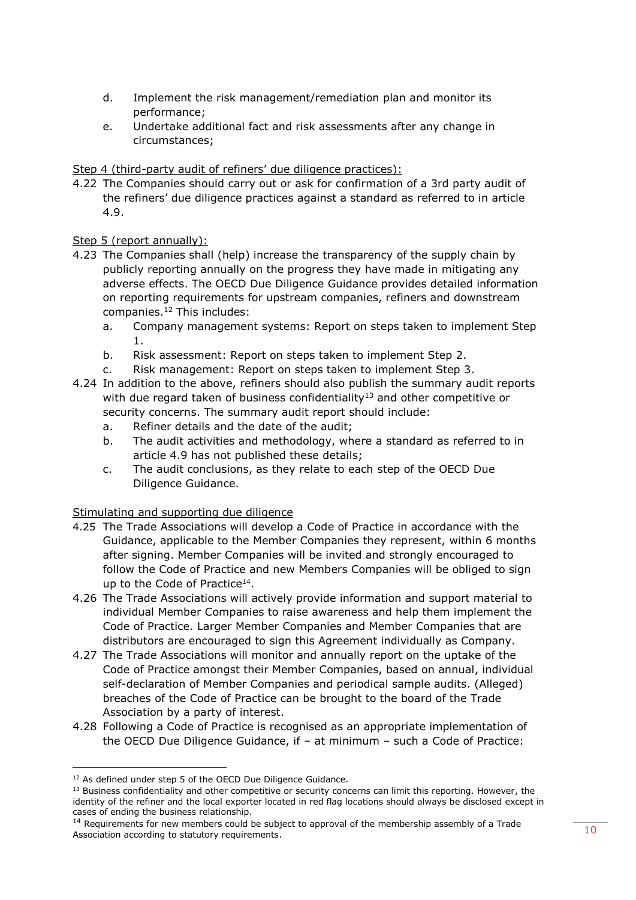d. Implement the risk management/remediation plan and monitor its performance;
e. Undertake additional fact and risk assessments after any change in circumstances;

<u>Step 4 (third-party audit of refiners' due diligence practices):</u>

4.22 The Companies should carry out or ask for confirmation of a 3rd party audit of the refiners' due diligence practices against a standard as referred to in article 4.9.

<u>Step 5 (report annually):</u>

4.23 The Companies shall (help) increase the transparency of the supply chain by publicly reporting annually on the progress they have made in mitigating any adverse effects. The OECD Due Diligence Guidance provides detailed information on reporting requirements for upstream companies, refiners and downstream companies.[12] This includes:
   a. Company management systems: Report on steps taken to implement Step 1.
   b. Risk assessment: Report on steps taken to implement Step 2.
   c. Risk management: Report on steps taken to implement Step 3.

4.24 In addition to the above, refiners should also publish the summary audit reports with due regard taken of business confidentiality[13] and other competitive or security concerns. The summary audit report should include:
   a. Refiner details and the date of the audit;
   b. The audit activities and methodology, where a standard as referred to in article 4.9 has not published these details;
   c. The audit conclusions, as they relate to each step of the OECD Due Diligence Guidance.

<u>Stimulating and supporting due diligence</u>

4.25 The Trade Associations will develop a Code of Practice in accordance with the Guidance, applicable to the Member Companies they represent, within 6 months after signing. Member Companies will be invited and strongly encouraged to follow the Code of Practice and new Members Companies will be obliged to sign up to the Code of Practice[14].

4.26 The Trade Associations will actively provide information and support material to individual Member Companies to raise awareness and help them implement the Code of Practice. Larger Member Companies and Member Companies that are distributors are encouraged to sign this Agreement individually as Company.

4.27 The Trade Associations will monitor and annually report on the uptake of the Code of Practice amongst their Member Companies, based on annual, individual self-declaration of Member Companies and periodical sample audits. (Alleged) breaches of the Code of Practice can be brought to the board of the Trade Association by a party of interest.

4.28 Following a Code of Practice is recognised as an appropriate implementation of the OECD Due Diligence Guidance, if – at minimum – such a Code of Practice:

---

[12] As defined under step 5 of the OECD Due Diligence Guidance.

[13] Business confidentiality and other competitive or security concerns can limit this reporting. However, the identity of the refiner and the local exporter located in red flag locations should always be disclosed except in cases of ending the business relationship.

[14] Requirements for new members could be subject to approval of the membership assembly of a Trade Association according to statutory requirements.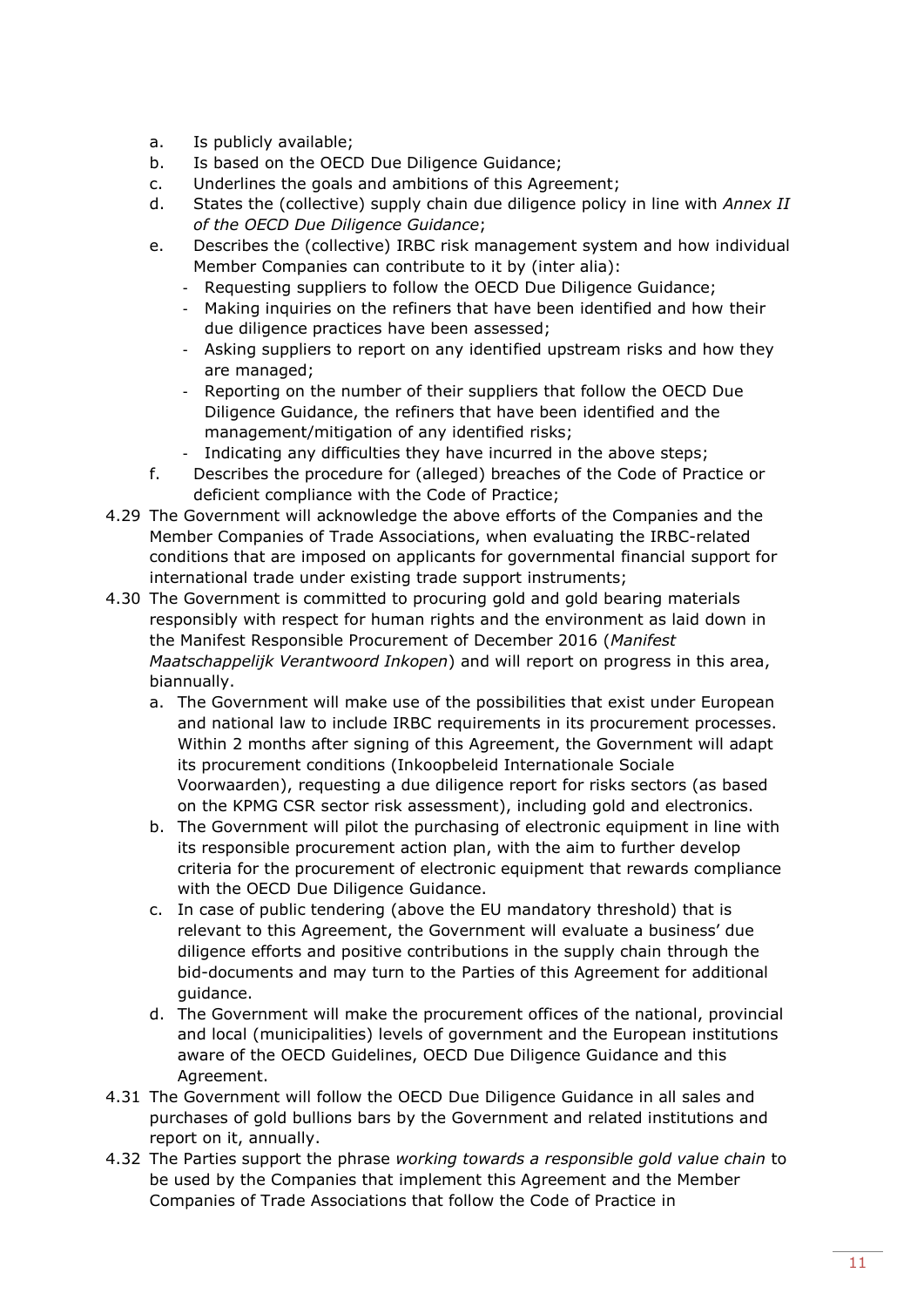a. Is publicly available;
b. Is based on the OECD Due Diligence Guidance;
c. Underlines the goals and ambitions of this Agreement;
d. States the (collective) supply chain due diligence policy in line with *Annex II of the OECD Due Diligence Guidance*;
e. Describes the (collective) IRBC risk management system and how individual Member Companies can contribute to it by (inter alia):
   - Requesting suppliers to follow the OECD Due Diligence Guidance;
   - Making inquiries on the refiners that have been identified and how their due diligence practices have been assessed;
   - Asking suppliers to report on any identified upstream risks and how they are managed;
   - Reporting on the number of their suppliers that follow the OECD Due Diligence Guidance, the refiners that have been identified and the management/mitigation of any identified risks;
   - Indicating any difficulties they have incurred in the above steps;
f. Describes the procedure for (alleged) breaches of the Code of Practice or deficient compliance with the Code of Practice;

4.29 The Government will acknowledge the above efforts of the Companies and the Member Companies of Trade Associations, when evaluating the IRBC-related conditions that are imposed on applicants for governmental financial support for international trade under existing trade support instruments;

4.30 The Government is committed to procuring gold and gold bearing materials responsibly with respect for human rights and the environment as laid down in the Manifest Responsible Procurement of December 2016 (*Manifest Maatschappelijk Verantwoord Inkopen*) and will report on progress in this area, biannually.

a. The Government will make use of the possibilities that exist under European and national law to include IRBC requirements in its procurement processes. Within 2 months after signing of this Agreement, the Government will adapt its procurement conditions (Inkoopbeleid Internationale Sociale Voorwaarden), requesting a due diligence report for risks sectors (as based on the KPMG CSR sector risk assessment), including gold and electronics.
b. The Government will pilot the purchasing of electronic equipment in line with its responsible procurement action plan, with the aim to further develop criteria for the procurement of electronic equipment that rewards compliance with the OECD Due Diligence Guidance.
c. In case of public tendering (above the EU mandatory threshold) that is relevant to this Agreement, the Government will evaluate a business' due diligence efforts and positive contributions in the supply chain through the bid-documents and may turn to the Parties of this Agreement for additional guidance.
d. The Government will make the procurement offices of the national, provincial and local (municipalities) levels of government and the European institutions aware of the OECD Guidelines, OECD Due Diligence Guidance and this Agreement.

4.31 The Government will follow the OECD Due Diligence Guidance in all sales and purchases of gold bullions bars by the Government and related institutions and report on it, annually.

4.32 The Parties support the phrase *working towards a responsible gold value chain* to be used by the Companies that implement this Agreement and the Member Companies of Trade Associations that follow the Code of Practice in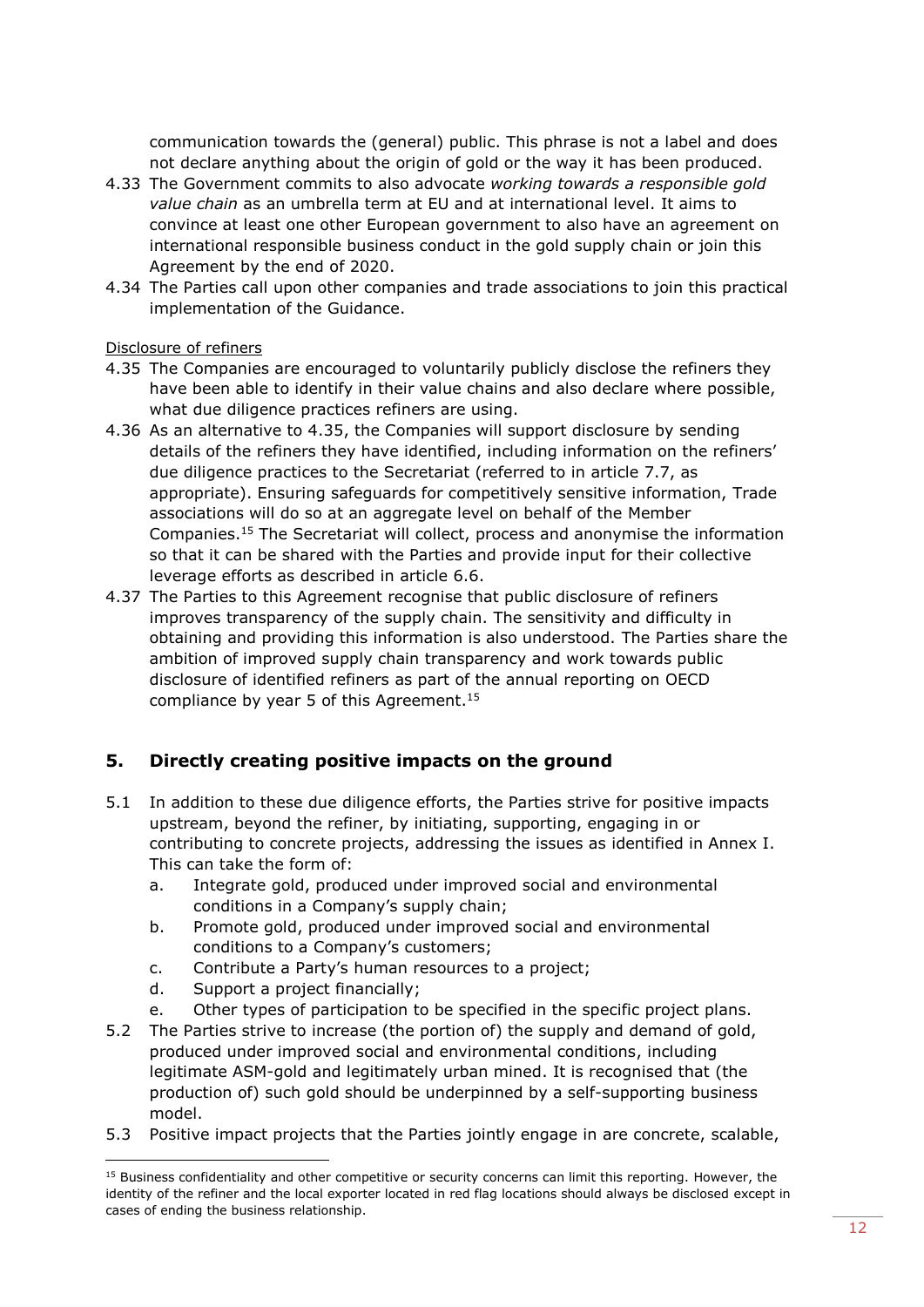communication towards the (general) public. This phrase is not a label and does not declare anything about the origin of gold or the way it has been produced.

4.33 The Government commits to also advocate *working towards a responsible gold value chain* as an umbrella term at EU and at international level. It aims to convince at least one other European government to also have an agreement on international responsible business conduct in the gold supply chain or join this Agreement by the end of 2020.

4.34 The Parties call upon other companies and trade associations to join this practical implementation of the Guidance.

<u>Disclosure of refiners</u>

4.35 The Companies are encouraged to voluntarily publicly disclose the refiners they have been able to identify in their value chains and also declare where possible, what due diligence practices refiners are using.

4.36 As an alternative to 4.35, the Companies will support disclosure by sending details of the refiners they have identified, including information on the refiners' due diligence practices to the Secretariat (referred to in article 7.7, as appropriate). Ensuring safeguards for competitively sensitive information, Trade associations will do so at an aggregate level on behalf of the Member Companies.[15] The Secretariat will collect, process and anonymise the information so that it can be shared with the Parties and provide input for their collective leverage efforts as described in article 6.6.

4.37 The Parties to this Agreement recognise that public disclosure of refiners improves transparency of the supply chain. The sensitivity and difficulty in obtaining and providing this information is also understood. The Parties share the ambition of improved supply chain transparency and work towards public disclosure of identified refiners as part of the annual reporting on OECD compliance by year 5 of this Agreement.[15]

## 5. Directly creating positive impacts on the ground

5.1 In addition to these due diligence efforts, the Parties strive for positive impacts upstream, beyond the refiner, by initiating, supporting, engaging in or contributing to concrete projects, addressing the issues as identified in Annex I. This can take the form of:

   a. Integrate gold, produced under improved social and environmental conditions in a Company's supply chain;
   b. Promote gold, produced under improved social and environmental conditions to a Company's customers;
   c. Contribute a Party's human resources to a project;
   d. Support a project financially;
   e. Other types of participation to be specified in the specific project plans.

5.2 The Parties strive to increase (the portion of) the supply and demand of gold, produced under improved social and environmental conditions, including legitimate ASM-gold and legitimately urban mined. It is recognised that (the production of) such gold should be underpinned by a self-supporting business model.

5.3 Positive impact projects that the Parties jointly engage in are concrete, scalable,

---

[15] Business confidentiality and other competitive or security concerns can limit this reporting. However, the identity of the refiner and the local exporter located in red flag locations should always be disclosed except in cases of ending the business relationship.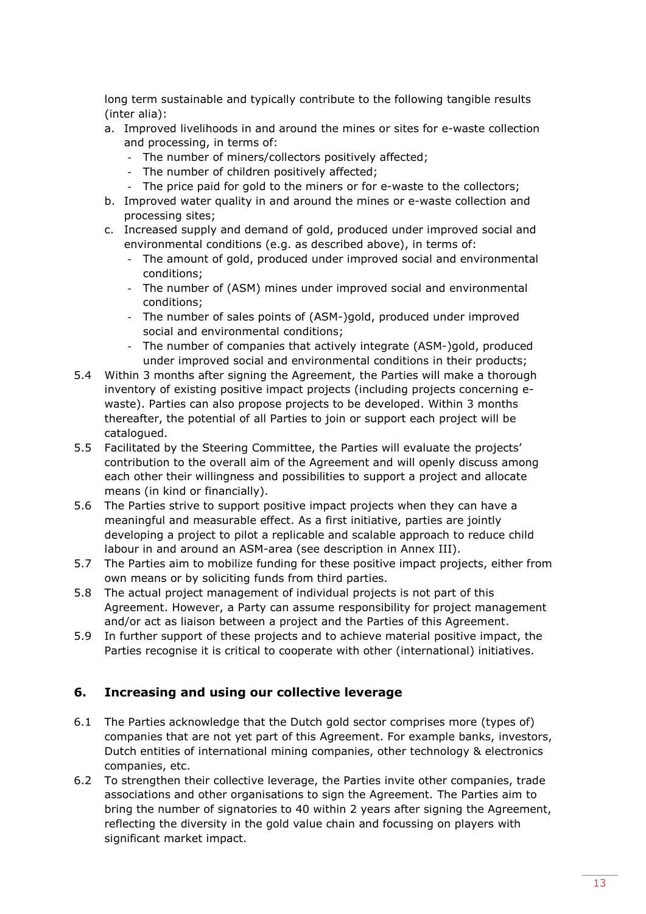long term sustainable and typically contribute to the following tangible results (inter alia):

a. Improved livelihoods in and around the mines or sites for e-waste collection and processing, in terms of:
   - The number of miners/collectors positively affected;
   - The number of children positively affected;
   - The price paid for gold to the miners or for e-waste to the collectors;
b. Improved water quality in and around the mines or e-waste collection and processing sites;
c. Increased supply and demand of gold, produced under improved social and environmental conditions (e.g. as described above), in terms of:
   - The amount of gold, produced under improved social and environmental conditions;
   - The number of (ASM) mines under improved social and environmental conditions;
   - The number of sales points of (ASM-)gold, produced under improved social and environmental conditions;
   - The number of companies that actively integrate (ASM-)gold, produced under improved social and environmental conditions in their products;

5.4 Within 3 months after signing the Agreement, the Parties will make a thorough inventory of existing positive impact projects (including projects concerning e-waste). Parties can also propose projects to be developed. Within 3 months thereafter, the potential of all Parties to join or support each project will be catalogued.

5.5 Facilitated by the Steering Committee, the Parties will evaluate the projects' contribution to the overall aim of the Agreement and will openly discuss among each other their willingness and possibilities to support a project and allocate means (in kind or financially).

5.6 The Parties strive to support positive impact projects when they can have a meaningful and measurable effect. As a first initiative, parties are jointly developing a project to pilot a replicable and scalable approach to reduce child labour in and around an ASM-area (see description in Annex III).

5.7 The Parties aim to mobilize funding for these positive impact projects, either from own means or by soliciting funds from third parties.

5.8 The actual project management of individual projects is not part of this Agreement. However, a Party can assume responsibility for project management and/or act as liaison between a project and the Parties of this Agreement.

5.9 In further support of these projects and to achieve material positive impact, the Parties recognise it is critical to cooperate with other (international) initiatives.

## 6. Increasing and using our collective leverage

6.1 The Parties acknowledge that the Dutch gold sector comprises more (types of) companies that are not yet part of this Agreement. For example banks, investors, Dutch entities of international mining companies, other technology & electronics companies, etc.

6.2 To strengthen their collective leverage, the Parties invite other companies, trade associations and other organisations to sign the Agreement. The Parties aim to bring the number of signatories to 40 within 2 years after signing the Agreement, reflecting the diversity in the gold value chain and focussing on players with significant market impact.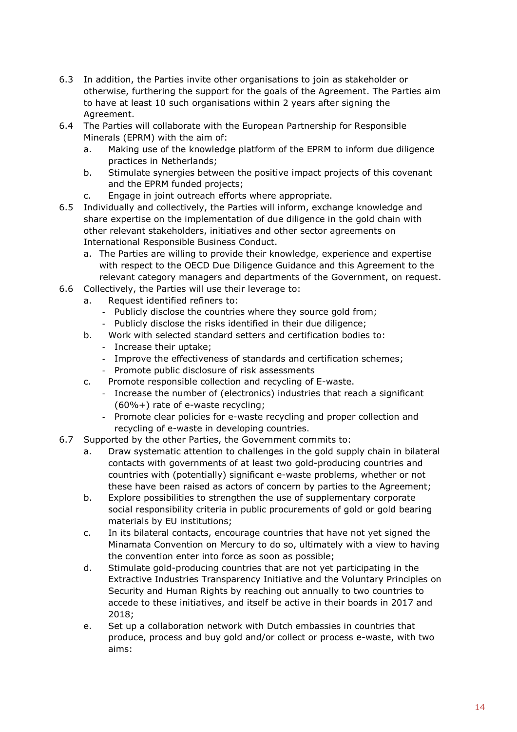6.3 In addition, the Parties invite other organisations to join as stakeholder or otherwise, furthering the support for the goals of the Agreement. The Parties aim to have at least 10 such organisations within 2 years after signing the Agreement.

6.4 The Parties will collaborate with the European Partnership for Responsible Minerals (EPRM) with the aim of:
   a. Making use of the knowledge platform of the EPRM to inform due diligence practices in Netherlands;
   b. Stimulate synergies between the positive impact projects of this covenant and the EPRM funded projects;
   c. Engage in joint outreach efforts where appropriate.

6.5 Individually and collectively, the Parties will inform, exchange knowledge and share expertise on the implementation of due diligence in the gold chain with other relevant stakeholders, initiatives and other sector agreements on International Responsible Business Conduct.
   a. The Parties are willing to provide their knowledge, experience and expertise with respect to the OECD Due Diligence Guidance and this Agreement to the relevant category managers and departments of the Government, on request.

6.6 Collectively, the Parties will use their leverage to:
   a. Request identified refiners to:
      - Publicly disclose the countries where they source gold from;
      - Publicly disclose the risks identified in their due diligence;
   b. Work with selected standard setters and certification bodies to:
      - Increase their uptake;
      - Improve the effectiveness of standards and certification schemes;
      - Promote public disclosure of risk assessments
   c. Promote responsible collection and recycling of E-waste.
      - Increase the number of (electronics) industries that reach a significant (60%+) rate of e-waste recycling;
      - Promote clear policies for e-waste recycling and proper collection and recycling of e-waste in developing countries.

6.7 Supported by the other Parties, the Government commits to:
   a. Draw systematic attention to challenges in the gold supply chain in bilateral contacts with governments of at least two gold-producing countries and countries with (potentially) significant e-waste problems, whether or not these have been raised as actors of concern by parties to the Agreement;
   b. Explore possibilities to strengthen the use of supplementary corporate social responsibility criteria in public procurements of gold or gold bearing materials by EU institutions;
   c. In its bilateral contacts, encourage countries that have not yet signed the Minamata Convention on Mercury to do so, ultimately with a view to having the convention enter into force as soon as possible;
   d. Stimulate gold-producing countries that are not yet participating in the Extractive Industries Transparency Initiative and the Voluntary Principles on Security and Human Rights by reaching out annually to two countries to accede to these initiatives, and itself be active in their boards in 2017 and 2018;
   e. Set up a collaboration network with Dutch embassies in countries that produce, process and buy gold and/or collect or process e-waste, with two aims: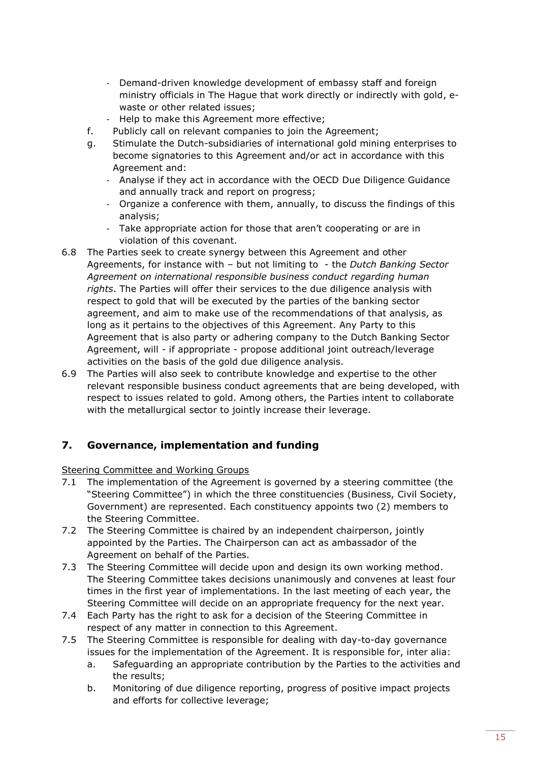- Demand-driven knowledge development of embassy staff and foreign ministry officials in The Hague that work directly or indirectly with gold, e-waste or other related issues;
   - Help to make this Agreement more effective;

f. Publicly call on relevant companies to join the Agreement;

g. Stimulate the Dutch-subsidiaries of international gold mining enterprises to become signatories to this Agreement and/or act in accordance with this Agreement and:
   - Analyse if they act in accordance with the OECD Due Diligence Guidance and annually track and report on progress;
   - Organize a conference with them, annually, to discuss the findings of this analysis;
   - Take appropriate action for those that aren't cooperating or are in violation of this covenant.

6.8 The Parties seek to create synergy between this Agreement and other Agreements, for instance with – but not limiting to - the *Dutch Banking Sector Agreement on international responsible business conduct regarding human rights*. The Parties will offer their services to the due diligence analysis with respect to gold that will be executed by the parties of the banking sector agreement, and aim to make use of the recommendations of that analysis, as long as it pertains to the objectives of this Agreement. Any Party to this Agreement that is also party or adhering company to the Dutch Banking Sector Agreement, will - if appropriate - propose additional joint outreach/leverage activities on the basis of the gold due diligence analysis.

6.9 The Parties will also seek to contribute knowledge and expertise to the other relevant responsible business conduct agreements that are being developed, with respect to issues related to gold. Among others, the Parties intent to collaborate with the metallurgical sector to jointly increase their leverage.

## 7. Governance, implementation and funding

Steering Committee and Working Groups

7.1 The implementation of the Agreement is governed by a steering committee (the "Steering Committee") in which the three constituencies (Business, Civil Society, Government) are represented. Each constituency appoints two (2) members to the Steering Committee.

7.2 The Steering Committee is chaired by an independent chairperson, jointly appointed by the Parties. The Chairperson can act as ambassador of the Agreement on behalf of the Parties.

7.3 The Steering Committee will decide upon and design its own working method. The Steering Committee takes decisions unanimously and convenes at least four times in the first year of implementations. In the last meeting of each year, the Steering Committee will decide on an appropriate frequency for the next year.

7.4 Each Party has the right to ask for a decision of the Steering Committee in respect of any matter in connection to this Agreement.

7.5 The Steering Committee is responsible for dealing with day-to-day governance issues for the implementation of the Agreement. It is responsible for, inter alia:

a. Safeguarding an appropriate contribution by the Parties to the activities and the results;

b. Monitoring of due diligence reporting, progress of positive impact projects and efforts for collective leverage;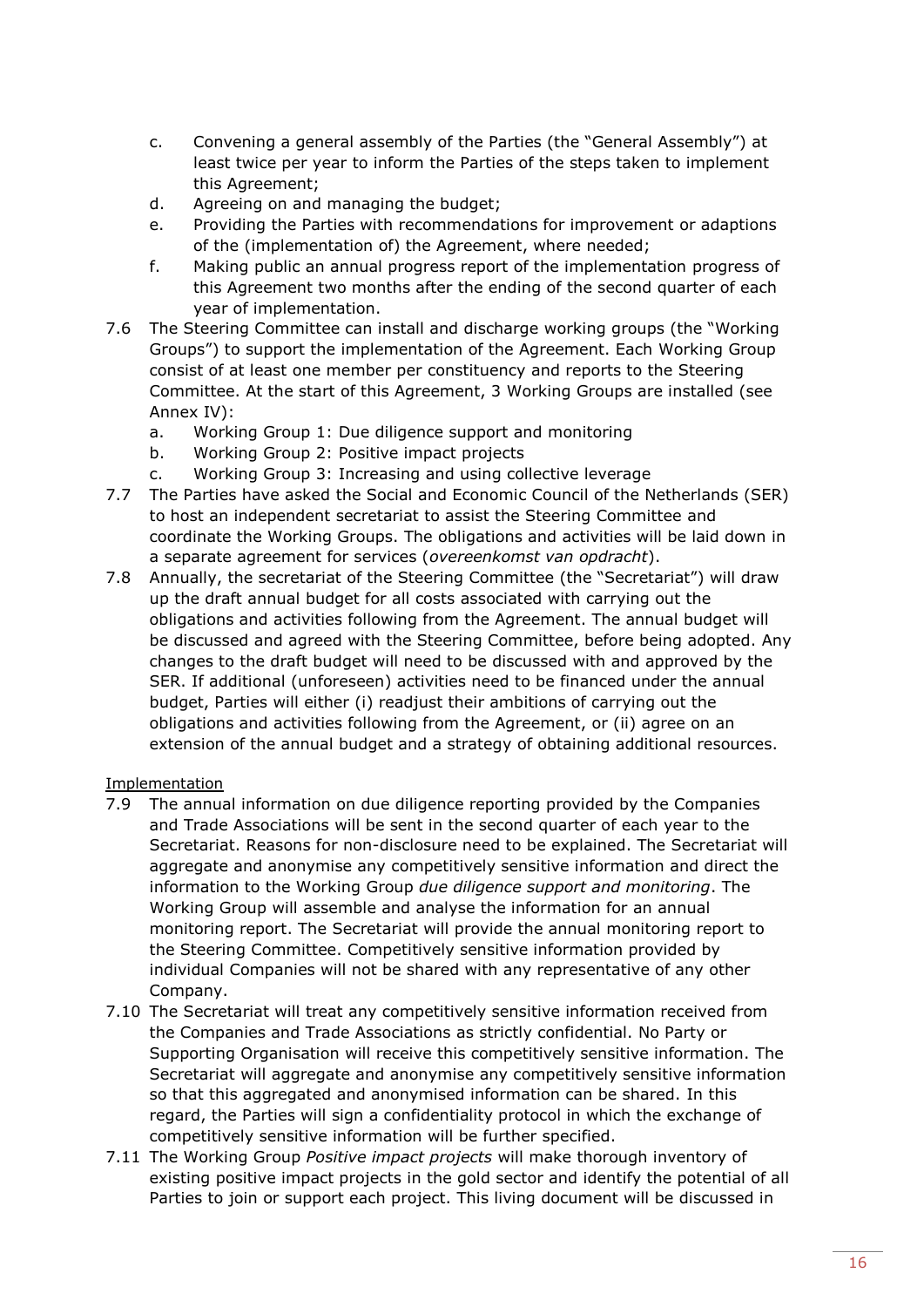c. Convening a general assembly of the Parties (the "General Assembly") at least twice per year to inform the Parties of the steps taken to implement this Agreement;
d. Agreeing on and managing the budget;
e. Providing the Parties with recommendations for improvement or adaptions of the (implementation of) the Agreement, where needed;
f. Making public an annual progress report of the implementation progress of this Agreement two months after the ending of the second quarter of each year of implementation.

7.6 The Steering Committee can install and discharge working groups (the "Working Groups") to support the implementation of the Agreement. Each Working Group consist of at least one member per constituency and reports to the Steering Committee. At the start of this Agreement, 3 Working Groups are installed (see Annex IV):
a. Working Group 1: Due diligence support and monitoring
b. Working Group 2: Positive impact projects
c. Working Group 3: Increasing and using collective leverage

7.7 The Parties have asked the Social and Economic Council of the Netherlands (SER) to host an independent secretariat to assist the Steering Committee and coordinate the Working Groups. The obligations and activities will be laid down in a separate agreement for services (*overeenkomst van opdracht*).

7.8 Annually, the secretariat of the Steering Committee (the "Secretariat") will draw up the draft annual budget for all costs associated with carrying out the obligations and activities following from the Agreement. The annual budget will be discussed and agreed with the Steering Committee, before being adopted. Any changes to the draft budget will need to be discussed with and approved by the SER. If additional (unforeseen) activities need to be financed under the annual budget, Parties will either (i) readjust their ambitions of carrying out the obligations and activities following from the Agreement, or (ii) agree on an extension of the annual budget and a strategy of obtaining additional resources.

<u>Implementation</u>

7.9 The annual information on due diligence reporting provided by the Companies and Trade Associations will be sent in the second quarter of each year to the Secretariat. Reasons for non-disclosure need to be explained. The Secretariat will aggregate and anonymise any competitively sensitive information and direct the information to the Working Group *due diligence support and monitoring*. The Working Group will assemble and analyse the information for an annual monitoring report. The Secretariat will provide the annual monitoring report to the Steering Committee. Competitively sensitive information provided by individual Companies will not be shared with any representative of any other Company.

7.10 The Secretariat will treat any competitively sensitive information received from the Companies and Trade Associations as strictly confidential. No Party or Supporting Organisation will receive this competitively sensitive information. The Secretariat will aggregate and anonymise any competitively sensitive information so that this aggregated and anonymised information can be shared. In this regard, the Parties will sign a confidentiality protocol in which the exchange of competitively sensitive information will be further specified.

7.11 The Working Group *Positive impact projects* will make thorough inventory of existing positive impact projects in the gold sector and identify the potential of all Parties to join or support each project. This living document will be discussed in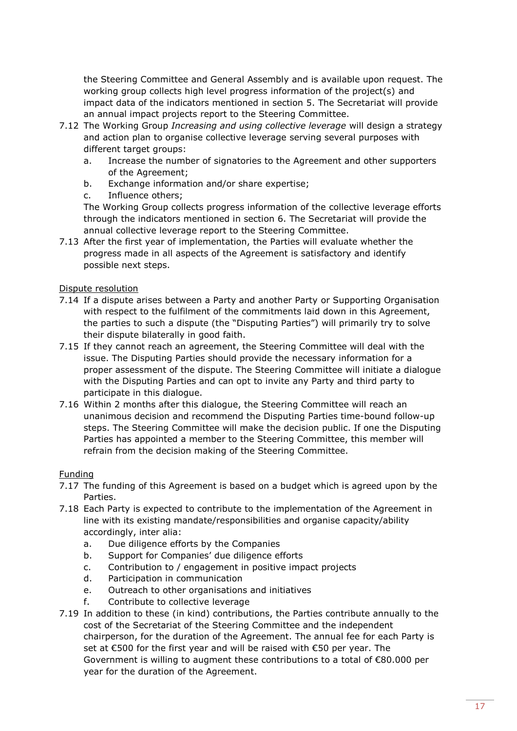the Steering Committee and General Assembly and is available upon request. The working group collects high level progress information of the project(s) and impact data of the indicators mentioned in section 5. The Secretariat will provide an annual impact projects report to the Steering Committee.

7.12 The Working Group *Increasing and using collective leverage* will design a strategy and action plan to organise collective leverage serving several purposes with different target groups:
  a. Increase the number of signatories to the Agreement and other supporters of the Agreement;
  b. Exchange information and/or share expertise;
  c. Influence others;

  The Working Group collects progress information of the collective leverage efforts through the indicators mentioned in section 6. The Secretariat will provide the annual collective leverage report to the Steering Committee.

7.13 After the first year of implementation, the Parties will evaluate whether the progress made in all aspects of the Agreement is satisfactory and identify possible next steps.

<u>Dispute resolution</u>

7.14 If a dispute arises between a Party and another Party or Supporting Organisation with respect to the fulfilment of the commitments laid down in this Agreement, the parties to such a dispute (the "Disputing Parties") will primarily try to solve their dispute bilaterally in good faith.

7.15 If they cannot reach an agreement, the Steering Committee will deal with the issue. The Disputing Parties should provide the necessary information for a proper assessment of the dispute. The Steering Committee will initiate a dialogue with the Disputing Parties and can opt to invite any Party and third party to participate in this dialogue.

7.16 Within 2 months after this dialogue, the Steering Committee will reach an unanimous decision and recommend the Disputing Parties time-bound follow-up steps. The Steering Committee will make the decision public. If one the Disputing Parties has appointed a member to the Steering Committee, this member will refrain from the decision making of the Steering Committee.

<u>Funding</u>

7.17 The funding of this Agreement is based on a budget which is agreed upon by the Parties.

7.18 Each Party is expected to contribute to the implementation of the Agreement in line with its existing mandate/responsibilities and organise capacity/ability accordingly, inter alia:
  a. Due diligence efforts by the Companies
  b. Support for Companies' due diligence efforts
  c. Contribution to / engagement in positive impact projects
  d. Participation in communication
  e. Outreach to other organisations and initiatives
  f. Contribute to collective leverage

7.19 In addition to these (in kind) contributions, the Parties contribute annually to the cost of the Secretariat of the Steering Committee and the independent chairperson, for the duration of the Agreement. The annual fee for each Party is set at €500 for the first year and will be raised with €50 per year. The Government is willing to augment these contributions to a total of €80.000 per year for the duration of the Agreement.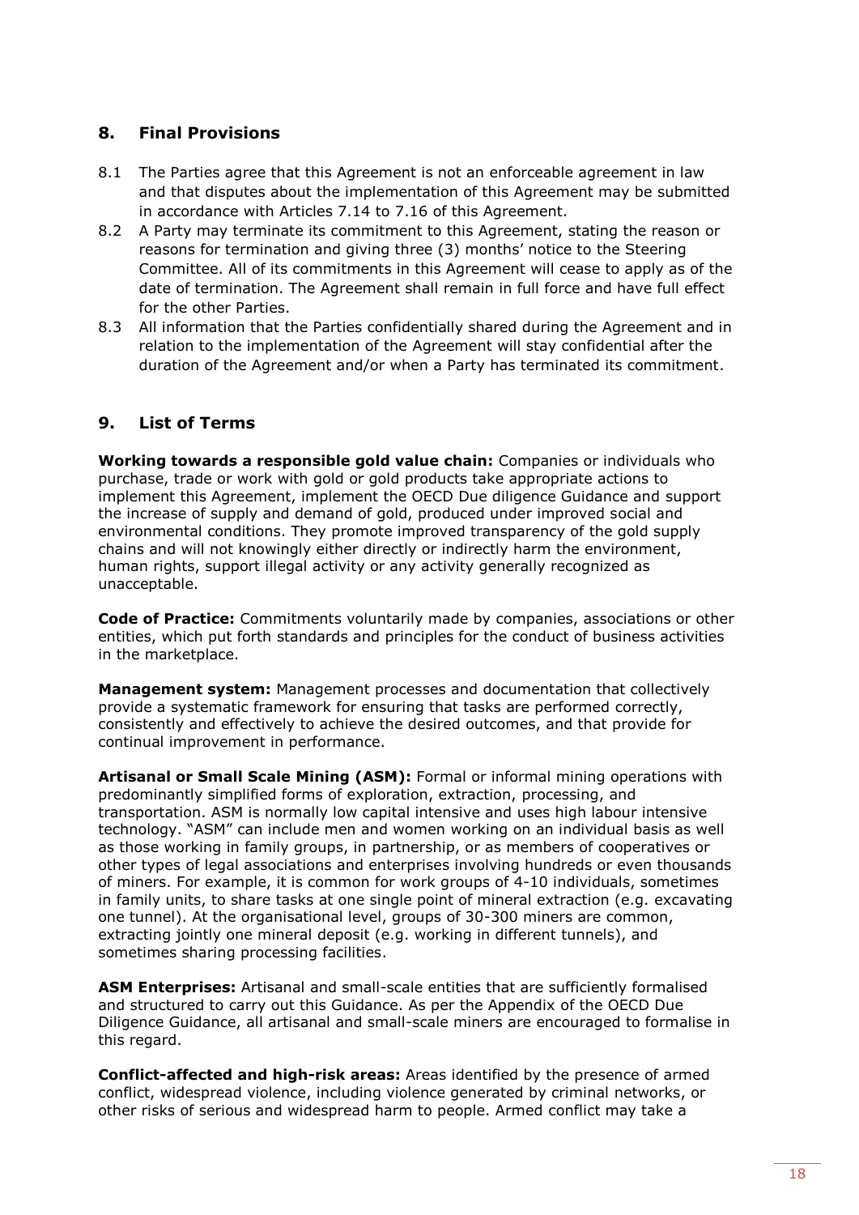## 8. Final Provisions

8.1 The Parties agree that this Agreement is not an enforceable agreement in law and that disputes about the implementation of this Agreement may be submitted in accordance with Articles 7.14 to 7.16 of this Agreement.

8.2 A Party may terminate its commitment to this Agreement, stating the reason or reasons for termination and giving three (3) months' notice to the Steering Committee. All of its commitments in this Agreement will cease to apply as of the date of termination. The Agreement shall remain in full force and have full effect for the other Parties.

8.3 All information that the Parties confidentially shared during the Agreement and in relation to the implementation of the Agreement will stay confidential after the duration of the Agreement and/or when a Party has terminated its commitment.

## 9. List of Terms

**Working towards a responsible gold value chain:** Companies or individuals who purchase, trade or work with gold or gold products take appropriate actions to implement this Agreement, implement the OECD Due diligence Guidance and support the increase of supply and demand of gold, produced under improved social and environmental conditions. They promote improved transparency of the gold supply chains and will not knowingly either directly or indirectly harm the environment, human rights, support illegal activity or any activity generally recognized as unacceptable.

**Code of Practice:** Commitments voluntarily made by companies, associations or other entities, which put forth standards and principles for the conduct of business activities in the marketplace.

**Management system:** Management processes and documentation that collectively provide a systematic framework for ensuring that tasks are performed correctly, consistently and effectively to achieve the desired outcomes, and that provide for continual improvement in performance.

**Artisanal or Small Scale Mining (ASM):** Formal or informal mining operations with predominantly simplified forms of exploration, extraction, processing, and transportation. ASM is normally low capital intensive and uses high labour intensive technology. "ASM" can include men and women working on an individual basis as well as those working in family groups, in partnership, or as members of cooperatives or other types of legal associations and enterprises involving hundreds or even thousands of miners. For example, it is common for work groups of 4-10 individuals, sometimes in family units, to share tasks at one single point of mineral extraction (e.g. excavating one tunnel). At the organisational level, groups of 30-300 miners are common, extracting jointly one mineral deposit (e.g. working in different tunnels), and sometimes sharing processing facilities.

**ASM Enterprises:** Artisanal and small-scale entities that are sufficiently formalised and structured to carry out this Guidance. As per the Appendix of the OECD Due Diligence Guidance, all artisanal and small-scale miners are encouraged to formalise in this regard.

**Conflict-affected and high-risk areas:** Areas identified by the presence of armed conflict, widespread violence, including violence generated by criminal networks, or other risks of serious and widespread harm to people. Armed conflict may take a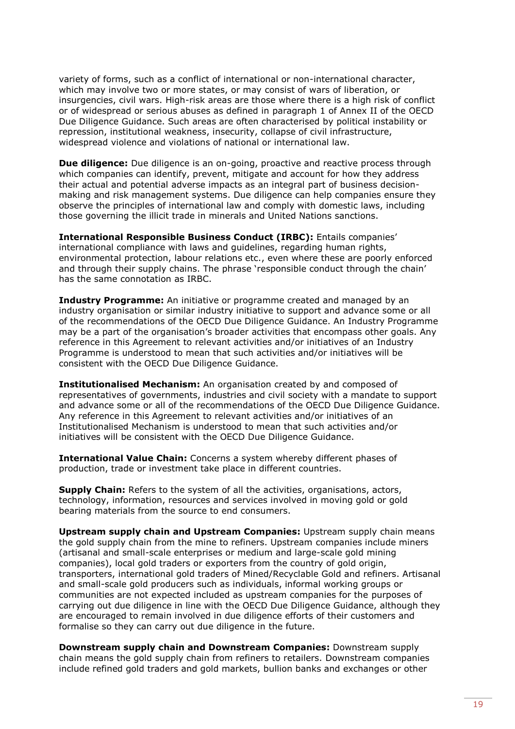variety of forms, such as a conflict of international or non-international character, which may involve two or more states, or may consist of wars of liberation, or insurgencies, civil wars. High-risk areas are those where there is a high risk of conflict or of widespread or serious abuses as defined in paragraph 1 of Annex II of the OECD Due Diligence Guidance. Such areas are often characterised by political instability or repression, institutional weakness, insecurity, collapse of civil infrastructure, widespread violence and violations of national or international law.

**Due diligence:** Due diligence is an on-going, proactive and reactive process through which companies can identify, prevent, mitigate and account for how they address their actual and potential adverse impacts as an integral part of business decision-making and risk management systems. Due diligence can help companies ensure they observe the principles of international law and comply with domestic laws, including those governing the illicit trade in minerals and United Nations sanctions.

**International Responsible Business Conduct (IRBC):** Entails companies' international compliance with laws and guidelines, regarding human rights, environmental protection, labour relations etc., even where these are poorly enforced and through their supply chains. The phrase 'responsible conduct through the chain' has the same connotation as IRBC.

**Industry Programme:** An initiative or programme created and managed by an industry organisation or similar industry initiative to support and advance some or all of the recommendations of the OECD Due Diligence Guidance. An Industry Programme may be a part of the organisation's broader activities that encompass other goals. Any reference in this Agreement to relevant activities and/or initiatives of an Industry Programme is understood to mean that such activities and/or initiatives will be consistent with the OECD Due Diligence Guidance.

**Institutionalised Mechanism:** An organisation created by and composed of representatives of governments, industries and civil society with a mandate to support and advance some or all of the recommendations of the OECD Due Diligence Guidance. Any reference in this Agreement to relevant activities and/or initiatives of an Institutionalised Mechanism is understood to mean that such activities and/or initiatives will be consistent with the OECD Due Diligence Guidance.

**International Value Chain:** Concerns a system whereby different phases of production, trade or investment take place in different countries.

**Supply Chain:** Refers to the system of all the activities, organisations, actors, technology, information, resources and services involved in moving gold or gold bearing materials from the source to end consumers.

**Upstream supply chain and Upstream Companies:** Upstream supply chain means the gold supply chain from the mine to refiners. Upstream companies include miners (artisanal and small-scale enterprises or medium and large-scale gold mining companies), local gold traders or exporters from the country of gold origin, transporters, international gold traders of Mined/Recyclable Gold and refiners. Artisanal and small-scale gold producers such as individuals, informal working groups or communities are not expected included as upstream companies for the purposes of carrying out due diligence in line with the OECD Due Diligence Guidance, although they are encouraged to remain involved in due diligence efforts of their customers and formalise so they can carry out due diligence in the future.

**Downstream supply chain and Downstream Companies:** Downstream supply chain means the gold supply chain from refiners to retailers. Downstream companies include refined gold traders and gold markets, bullion banks and exchanges or other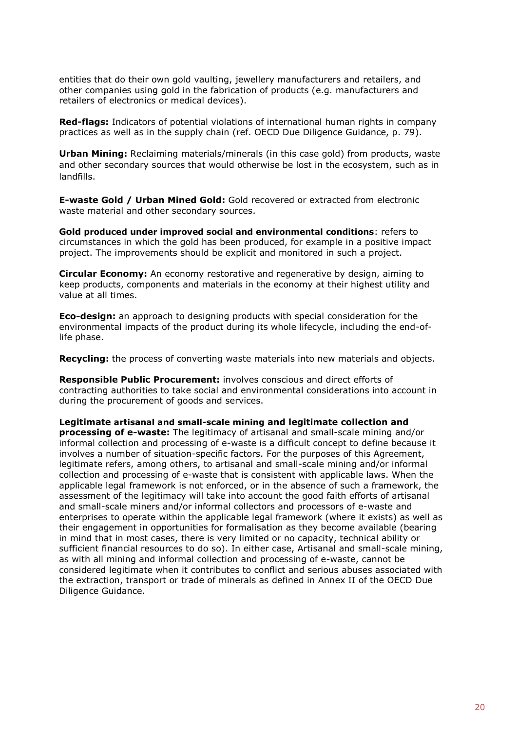entities that do their own gold vaulting, jewellery manufacturers and retailers, and other companies using gold in the fabrication of products (e.g. manufacturers and retailers of electronics or medical devices).

**Red-flags:** Indicators of potential violations of international human rights in company practices as well as in the supply chain (ref. OECD Due Diligence Guidance, p. 79).

**Urban Mining:** Reclaiming materials/minerals (in this case gold) from products, waste and other secondary sources that would otherwise be lost in the ecosystem, such as in landfills.

**E-waste Gold / Urban Mined Gold:** Gold recovered or extracted from electronic waste material and other secondary sources.

**Gold produced under improved social and environmental conditions**: refers to circumstances in which the gold has been produced, for example in a positive impact project. The improvements should be explicit and monitored in such a project.

**Circular Economy:** An economy restorative and regenerative by design, aiming to keep products, components and materials in the economy at their highest utility and value at all times.

**Eco-design:** an approach to designing products with special consideration for the environmental impacts of the product during its whole lifecycle, including the end-of-life phase.

**Recycling:** the process of converting waste materials into new materials and objects.

**Responsible Public Procurement:** involves conscious and direct efforts of contracting authorities to take social and environmental considerations into account in during the procurement of goods and services.

**Legitimate artisanal and small-scale mining and legitimate collection and processing of e-waste:** The legitimacy of artisanal and small-scale mining and/or informal collection and processing of e-waste is a difficult concept to define because it involves a number of situation-specific factors. For the purposes of this Agreement, legitimate refers, among others, to artisanal and small-scale mining and/or informal collection and processing of e-waste that is consistent with applicable laws. When the applicable legal framework is not enforced, or in the absence of such a framework, the assessment of the legitimacy will take into account the good faith efforts of artisanal and small-scale miners and/or informal collectors and processors of e-waste and enterprises to operate within the applicable legal framework (where it exists) as well as their engagement in opportunities for formalisation as they become available (bearing in mind that in most cases, there is very limited or no capacity, technical ability or sufficient financial resources to do so). In either case, Artisanal and small-scale mining, as with all mining and informal collection and processing of e-waste, cannot be considered legitimate when it contributes to conflict and serious abuses associated with the extraction, transport or trade of minerals as defined in Annex II of the OECD Due Diligence Guidance.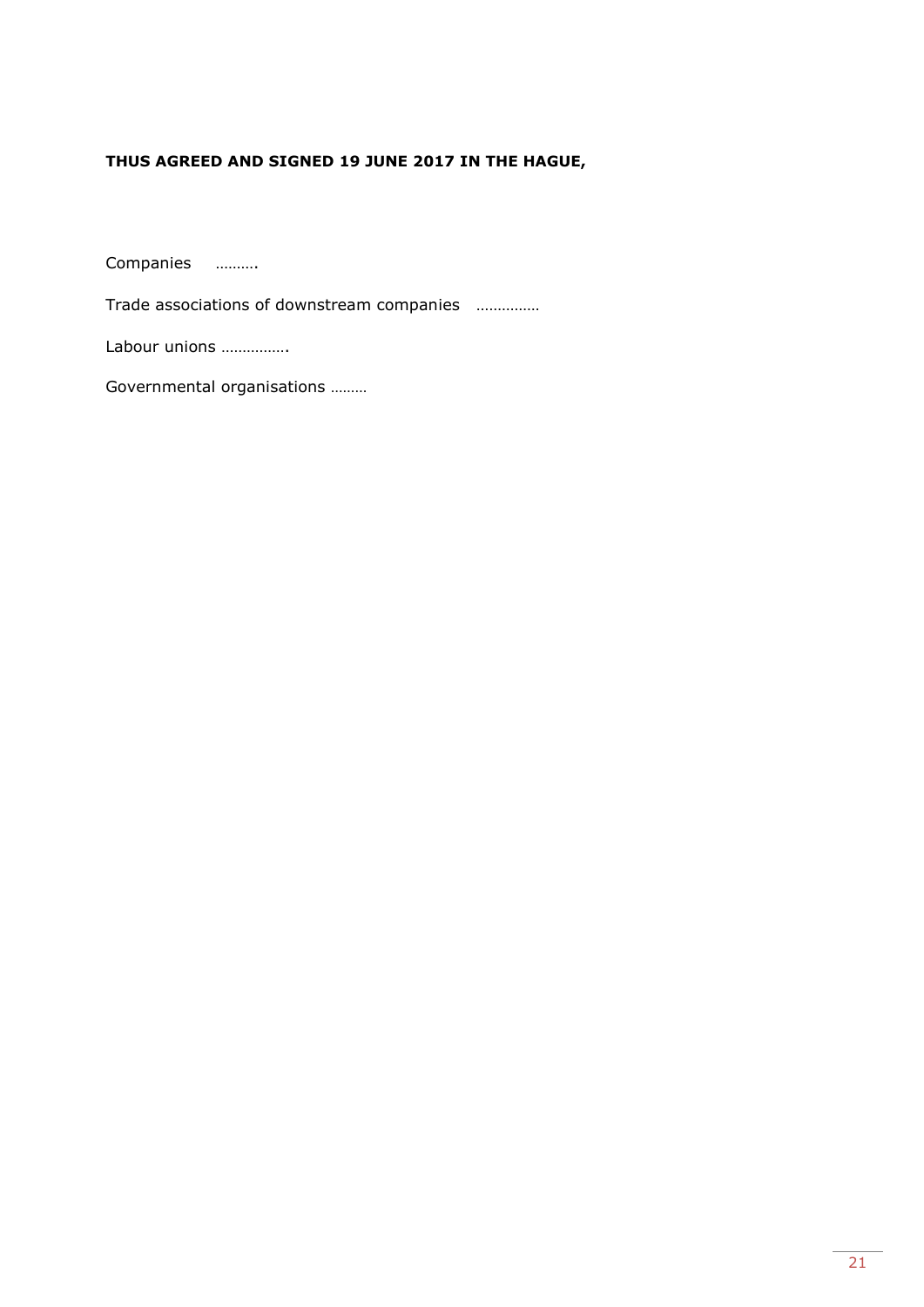**THUS AGREED AND SIGNED 19 JUNE 2017 IN THE HAGUE,**

Companies ……….

Trade associations of downstream companies ……………

Labour unions …………….

Governmental organisations ………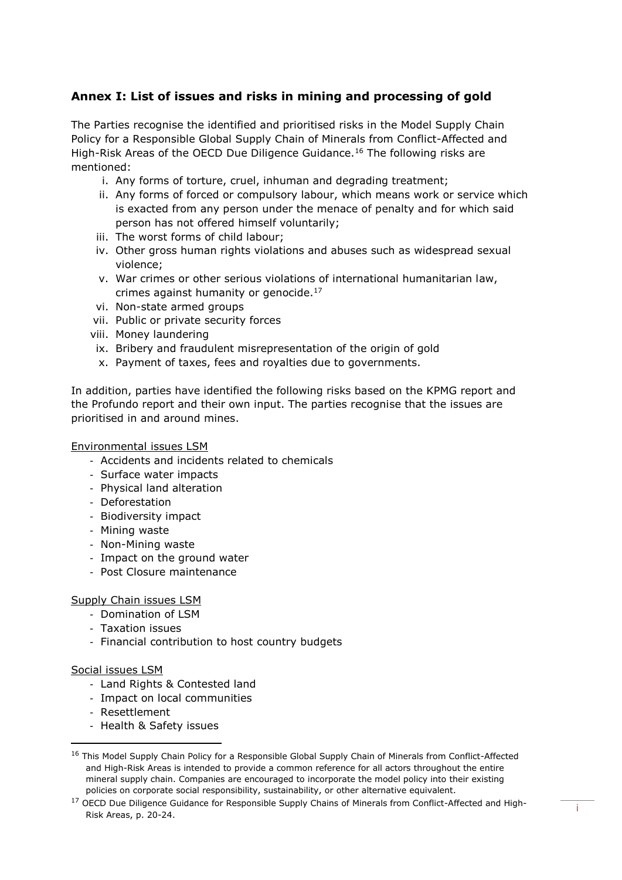## Annex I: List of issues and risks in mining and processing of gold

The Parties recognise the identified and prioritised risks in the Model Supply Chain Policy for a Responsible Global Supply Chain of Minerals from Conflict-Affected and High-Risk Areas of the OECD Due Diligence Guidance.[16] The following risks are mentioned:

i. Any forms of torture, cruel, inhuman and degrading treatment;
ii. Any forms of forced or compulsory labour, which means work or service which is exacted from any person under the menace of penalty and for which said person has not offered himself voluntarily;
iii. The worst forms of child labour;
iv. Other gross human rights violations and abuses such as widespread sexual violence;
v. War crimes or other serious violations of international humanitarian law, crimes against humanity or genocide.[17]
vi. Non-state armed groups
vii. Public or private security forces
viii. Money laundering
ix. Bribery and fraudulent misrepresentation of the origin of gold
x. Payment of taxes, fees and royalties due to governments.

In addition, parties have identified the following risks based on the KPMG report and the Profundo report and their own input. The parties recognise that the issues are prioritised in and around mines.

Environmental issues LSM

- Accidents and incidents related to chemicals
- Surface water impacts
- Physical land alteration
- Deforestation
- Biodiversity impact
- Mining waste
- Non-Mining waste
- Impact on the ground water
- Post Closure maintenance

Supply Chain issues LSM

- Domination of LSM
- Taxation issues
- Financial contribution to host country budgets

Social issues LSM

- Land Rights & Contested land
- Impact on local communities
- Resettlement
- Health & Safety issues

[16] This Model Supply Chain Policy for a Responsible Global Supply Chain of Minerals from Conflict-Affected and High-Risk Areas is intended to provide a common reference for all actors throughout the entire mineral supply chain. Companies are encouraged to incorporate the model policy into their existing policies on corporate social responsibility, sustainability, or other alternative equivalent.

[17] OECD Due Diligence Guidance for Responsible Supply Chains of Minerals from Conflict-Affected and High-Risk Areas, p. 20-24.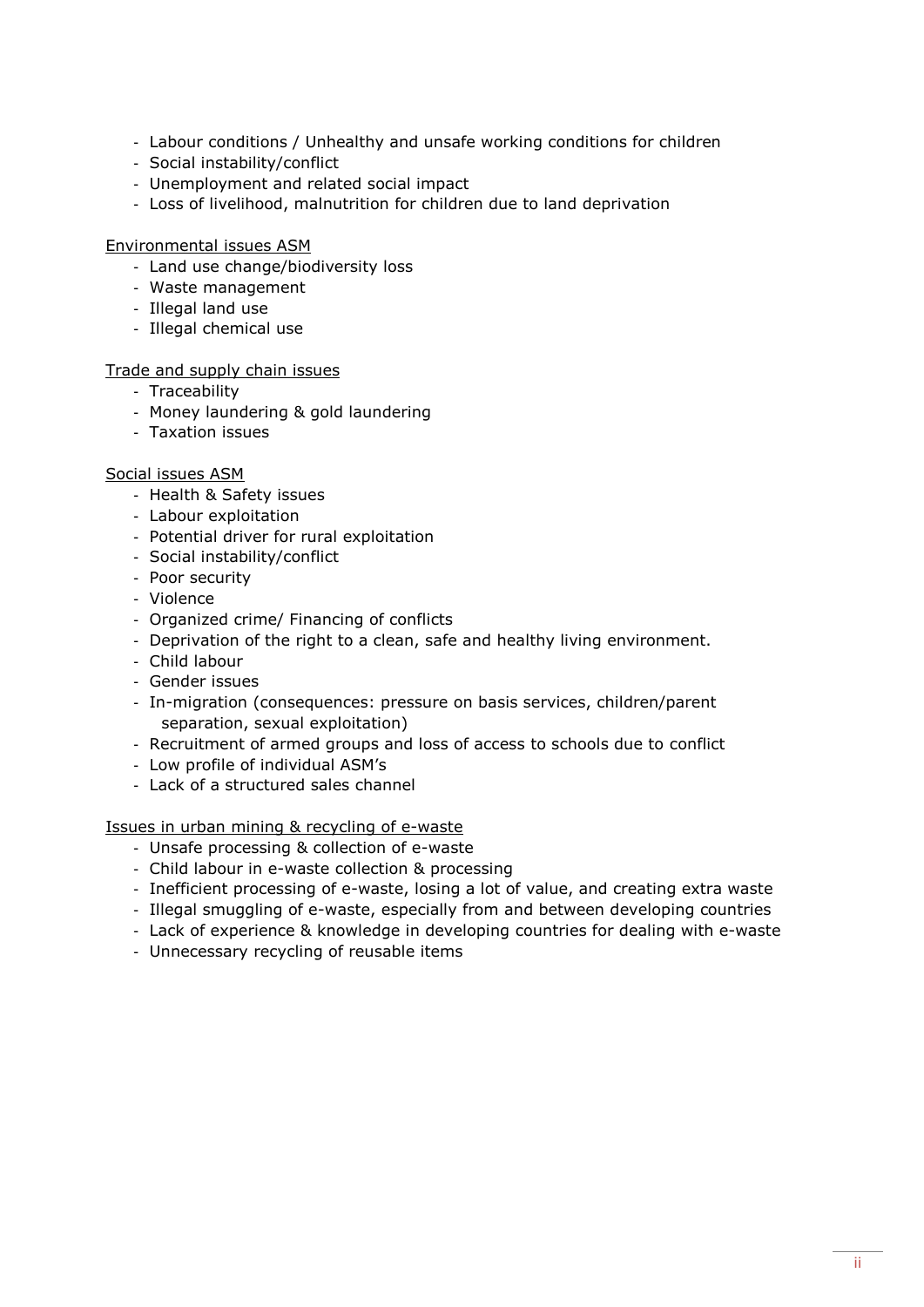- Labour conditions / Unhealthy and unsafe working conditions for children
- Social instability/conflict
- Unemployment and related social impact
- Loss of livelihood, malnutrition for children due to land deprivation

Environmental issues ASM

- Land use change/biodiversity loss
- Waste management
- Illegal land use
- Illegal chemical use

Trade and supply chain issues

- Traceability
- Money laundering & gold laundering
- Taxation issues

Social issues ASM

- Health & Safety issues
- Labour exploitation
- Potential driver for rural exploitation
- Social instability/conflict
- Poor security
- Violence
- Organized crime/ Financing of conflicts
- Deprivation of the right to a clean, safe and healthy living environment.
- Child labour
- Gender issues
- In-migration (consequences: pressure on basis services, children/parent separation, sexual exploitation)
- Recruitment of armed groups and loss of access to schools due to conflict
- Low profile of individual ASM's
- Lack of a structured sales channel

Issues in urban mining & recycling of e-waste

- Unsafe processing & collection of e-waste
- Child labour in e-waste collection & processing
- Inefficient processing of e-waste, losing a lot of value, and creating extra waste
- Illegal smuggling of e-waste, especially from and between developing countries
- Lack of experience & knowledge in developing countries for dealing with e-waste
- Unnecessary recycling of reusable items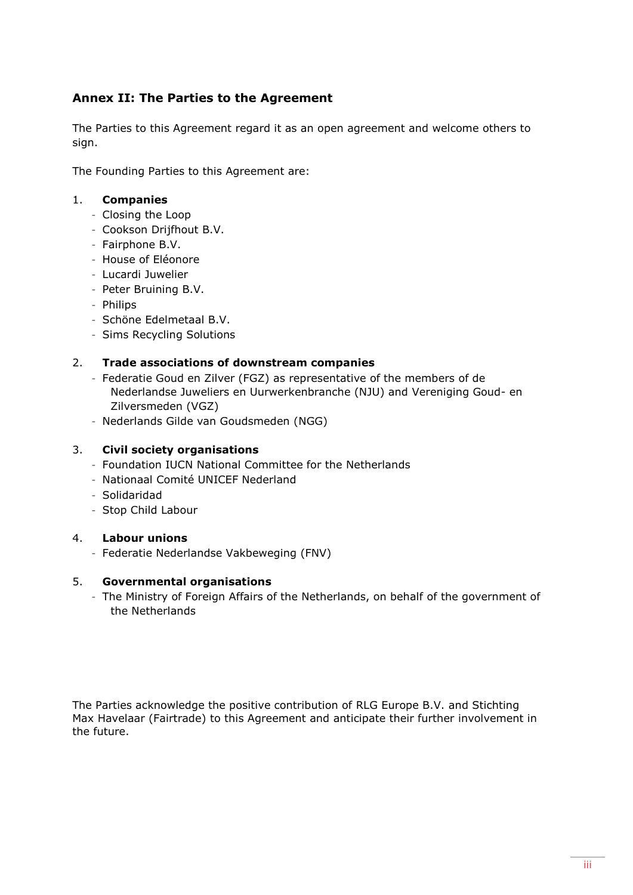## Annex II: The Parties to the Agreement

The Parties to this Agreement regard it as an open agreement and welcome others to sign.

The Founding Parties to this Agreement are:

1. **Companies**
   - Closing the Loop
   - Cookson Drijfhout B.V.
   - Fairphone B.V.
   - House of Eléonore
   - Lucardi Juwelier
   - Peter Bruining B.V.
   - Philips
   - Schöne Edelmetaal B.V.
   - Sims Recycling Solutions

2. **Trade associations of downstream companies**
   - Federatie Goud en Zilver (FGZ) as representative of the members of de Nederlandse Juweliers en Uurwerkenbranche (NJU) and Vereniging Goud- en Zilversmeden (VGZ)
   - Nederlands Gilde van Goudsmeden (NGG)

3. **Civil society organisations**
   - Foundation IUCN National Committee for the Netherlands
   - Nationaal Comité UNICEF Nederland
   - Solidaridad
   - Stop Child Labour

4. **Labour unions**
   - Federatie Nederlandse Vakbeweging (FNV)

5. **Governmental organisations**
   - The Ministry of Foreign Affairs of the Netherlands, on behalf of the government of the Netherlands

The Parties acknowledge the positive contribution of RLG Europe B.V. and Stichting Max Havelaar (Fairtrade) to this Agreement and anticipate their further involvement in the future.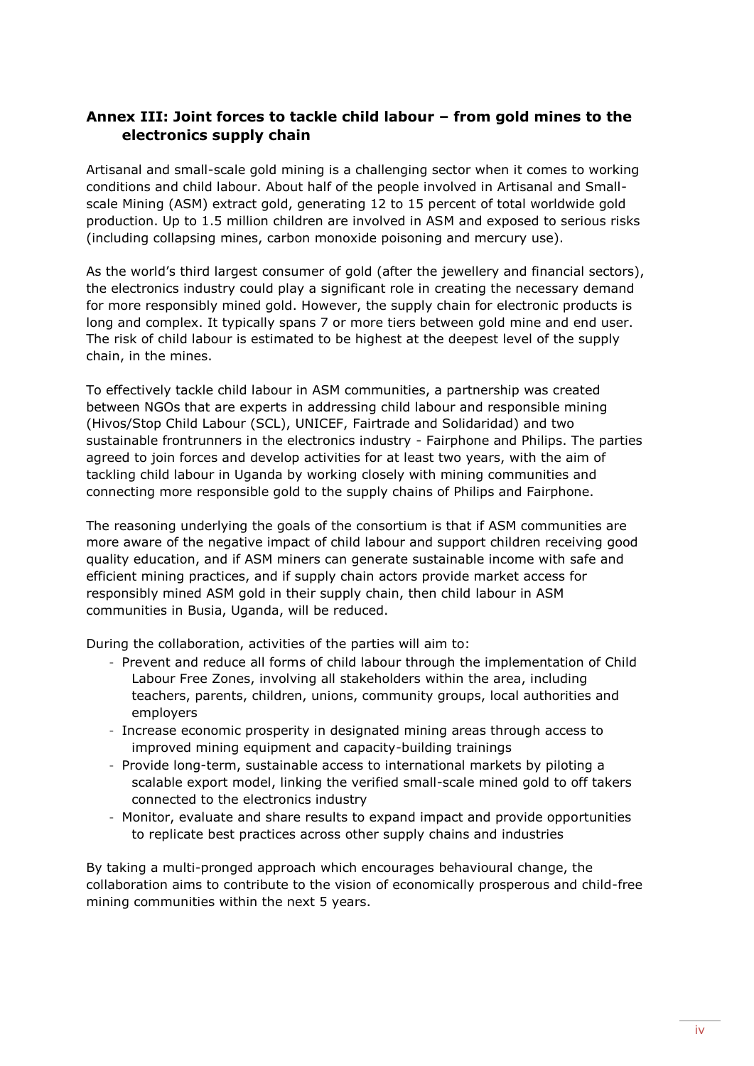## Annex III: Joint forces to tackle child labour – from gold mines to the electronics supply chain

Artisanal and small-scale gold mining is a challenging sector when it comes to working conditions and child labour. About half of the people involved in Artisanal and Small-scale Mining (ASM) extract gold, generating 12 to 15 percent of total worldwide gold production. Up to 1.5 million children are involved in ASM and exposed to serious risks (including collapsing mines, carbon monoxide poisoning and mercury use).

As the world's third largest consumer of gold (after the jewellery and financial sectors), the electronics industry could play a significant role in creating the necessary demand for more responsibly mined gold. However, the supply chain for electronic products is long and complex. It typically spans 7 or more tiers between gold mine and end user. The risk of child labour is estimated to be highest at the deepest level of the supply chain, in the mines.

To effectively tackle child labour in ASM communities, a partnership was created between NGOs that are experts in addressing child labour and responsible mining (Hivos/Stop Child Labour (SCL), UNICEF, Fairtrade and Solidaridad) and two sustainable frontrunners in the electronics industry - Fairphone and Philips. The parties agreed to join forces and develop activities for at least two years, with the aim of tackling child labour in Uganda by working closely with mining communities and connecting more responsible gold to the supply chains of Philips and Fairphone.

The reasoning underlying the goals of the consortium is that if ASM communities are more aware of the negative impact of child labour and support children receiving good quality education, and if ASM miners can generate sustainable income with safe and efficient mining practices, and if supply chain actors provide market access for responsibly mined ASM gold in their supply chain, then child labour in ASM communities in Busia, Uganda, will be reduced.

During the collaboration, activities of the parties will aim to:

- Prevent and reduce all forms of child labour through the implementation of Child Labour Free Zones, involving all stakeholders within the area, including teachers, parents, children, unions, community groups, local authorities and employers
- Increase economic prosperity in designated mining areas through access to improved mining equipment and capacity-building trainings
- Provide long-term, sustainable access to international markets by piloting a scalable export model, linking the verified small-scale mined gold to off takers connected to the electronics industry
- Monitor, evaluate and share results to expand impact and provide opportunities to replicate best practices across other supply chains and industries

By taking a multi-pronged approach which encourages behavioural change, the collaboration aims to contribute to the vision of economically prosperous and child-free mining communities within the next 5 years.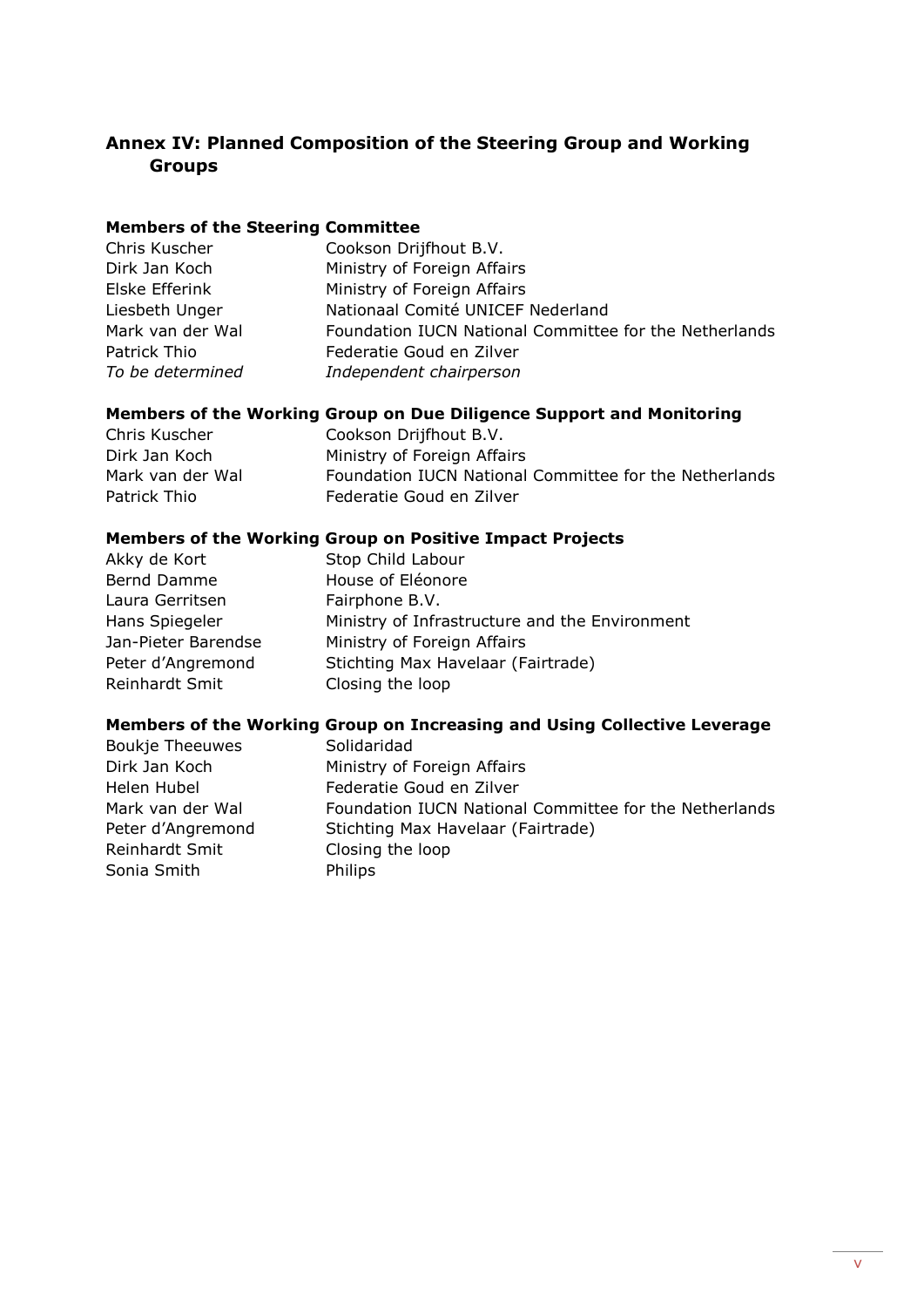## Annex IV: Planned Composition of the Steering Group and Working Groups

**Members of the Steering Committee**

| | |
|---|---|
| Chris Kuscher | Cookson Drijfhout B.V. |
| Dirk Jan Koch | Ministry of Foreign Affairs |
| Elske Efferink | Ministry of Foreign Affairs |
| Liesbeth Unger | Nationaal Comité UNICEF Nederland |
| Mark van der Wal | Foundation IUCN National Committee for the Netherlands |
| Patrick Thio | Federatie Goud en Zilver |
| *To be determined* | *Independent chairperson* |

**Members of the Working Group on Due Diligence Support and Monitoring**

| | |
|---|---|
| Chris Kuscher | Cookson Drijfhout B.V. |
| Dirk Jan Koch | Ministry of Foreign Affairs |
| Mark van der Wal | Foundation IUCN National Committee for the Netherlands |
| Patrick Thio | Federatie Goud en Zilver |

**Members of the Working Group on Positive Impact Projects**

| | |
|---|---|
| Akky de Kort | Stop Child Labour |
| Bernd Damme | House of Eléonore |
| Laura Gerritsen | Fairphone B.V. |
| Hans Spiegeler | Ministry of Infrastructure and the Environment |
| Jan-Pieter Barendse | Ministry of Foreign Affairs |
| Peter d'Angremond | Stichting Max Havelaar (Fairtrade) |
| Reinhardt Smit | Closing the loop |

**Members of the Working Group on Increasing and Using Collective Leverage**

| | |
|---|---|
| Boukje Theeuwes | Solidaridad |
| Dirk Jan Koch | Ministry of Foreign Affairs |
| Helen Hubel | Federatie Goud en Zilver |
| Mark van der Wal | Foundation IUCN National Committee for the Netherlands |
| Peter d'Angremond | Stichting Max Havelaar (Fairtrade) |
| Reinhardt Smit | Closing the loop |
| Sonia Smith | Philips |